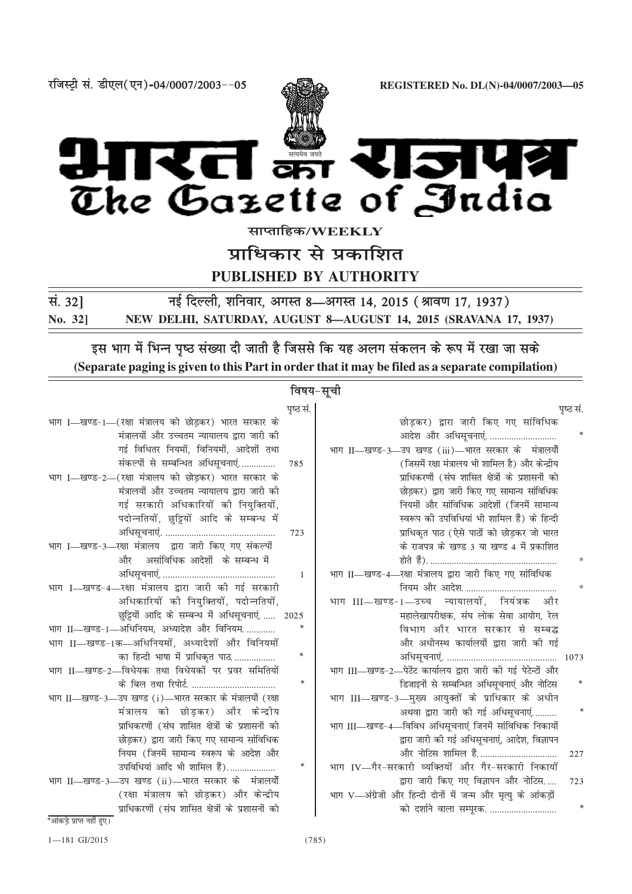रजिस्ट्री सं. डीएल(एन)-04/0007/2003--05 REGISTERED No. DL(N)-04/0007/2003—05

# भारत का राजपत्र
# The Gazette of India

**साप्ताहिक/WEEKLY**

**प्राधिकार से प्रकाशित**

**PUBLISHED BY AUTHORITY**

**सं. 32] नई दिल्ली, शनिवार, अगस्त 8—अगस्त 14, 2015 (श्रावण 17, 1937)**

**No. 32] NEW DELHI, SATURDAY, AUGUST 8—AUGUST 14, 2015 (SRAVANA 17, 1937)**

**इस भाग में भिन्न पृष्ठ संख्या दी जाती है जिससे कि यह अलग संकलन के रूप में रखा जा सके**

**(Separate paging is given to this Part in order that it may be filed as a separate compilation)**

## विषय-सूची

| | पृष्ठ सं. |
|---|---|
| भाग I—खण्ड-1—(रक्षा मंत्रालय को छोड़कर) भारत सरकार के मंत्रालयों और उच्चतम न्यायालय द्वारा जारी की गई विधितर नियमों, विनियमों, आदेशों तथा संकल्पों से सम्बन्धित अधिसूचनाएं. | 785 |
| भाग I—खण्ड-2—(रक्षा मंत्रालय को छोड़कर) भारत सरकार के मंत्रालयों और उच्चतम न्यायालय द्वारा जारी की गई सरकारी अधिकारियों की नियुक्तियों, पदोन्नतियों, छुट्टियों आदि के सम्बन्ध में अधिसूचनाएं. | 723 |
| भाग I—खण्ड-3—रक्षा मंत्रालय द्वारा जारी किए गए संकल्पों और असांविधिक आदेशों के सम्बन्ध में अधिसूचनाएं. | 1 |
| भाग I—खण्ड-4—रक्षा मंत्रालय द्वारा जारी की गई सरकारी अधिकारियों की नियुक्तियों, पदोन्नतियों, छुट्टियों आदि के सम्बन्ध में अधिसूचनाएं. | 2025 |
| भाग II—खण्ड-1—अधिनियम, अध्यादेश और विनियम. | * |
| भाग II—खण्ड-1क—अधिनियमों, अध्यादेशों और विनियमों का हिन्दी भाषा में प्राधिकृत पाठ. | * |
| भाग II—खण्ड-2—विधेयक तथा विधेयकों पर प्रवर समितियों के बिल तथा रिपोर्ट. | * |
| भाग II—खण्ड-3—उप खण्ड (i)—भारत सरकार के मंत्रालयों (रक्षा मंत्रालय को छोड़कर) और केन्द्रीय प्राधिकरणों (संघ शासित क्षेत्रों के प्रशासनों को छोड़कर) द्वारा जारी किए गए सामान्य सांविधिक नियम (जिनमें सामान्य स्वरूप के आदेश और उपविधियां आदि भी शामिल हैं). | * |
| भाग II—खण्ड-3—उप खण्ड (ii)—भारत सरकार के मंत्रालयों (रक्षा मंत्रालय को छोड़कर) और केन्द्रीय प्राधिकरणों (संघ शासित क्षेत्रों के प्रशासनों को छोड़कर) द्वारा जारी किए गए सांविधिक आदेश और अधिसूचनाएं. | * |
| भाग II—खण्ड-3—उप खण्ड (iii)—भारत सरकार के मंत्रालयों (जिसमें रक्षा मंत्रालय भी शामिल है) और केन्द्रीय प्राधिकरणों (संघ शासित क्षेत्रों के प्रशासनों को छोड़कर) द्वारा जारी किए गए सामान्य सांविधिक नियमों और सांविधिक आदेशों (जिनमें सामान्य स्वरूप की उपविधियां भी शामिल हैं) के हिन्दी प्राधिकृत पाठ (ऐसे पाठों को छोड़कर जो भारत के राजपत्र के खण्ड 3 या खण्ड 4 में प्रकाशित होते हैं). | * |
| भाग II—खण्ड-4—रक्षा मंत्रालय द्वारा जारी किए गए सांविधिक नियम और आदेश. | * |
| भाग III—खण्ड-1—उच्च न्यायालयों, नियंत्रक और महालेखापरीक्षक, संघ लोक सेवा आयोग, रेल विभाग और भारत सरकार से सम्बद्ध और अधीनस्थ कार्यालयों द्वारा जारी की गई अधिसूचनाएं. | 1073 |
| भाग III—खण्ड-2—पेटेंट कार्यालय द्वारा जारी की गई पेटेन्टों और डिजाइनों से सम्बन्धित अधिसूचनाएं और नोटिस | * |
| भाग III—खण्ड-3—मुख्य आयुक्तों के प्राधिकार के अधीन अथवा द्वारा जारी की गई अधिसूचनाएं. | * |
| भाग III—खण्ड-4—विविध अधिसूचनाएं जिनमें सांविधिक निकायों द्वारा जारी की गई अधिसूचनाएं, आदेश, विज्ञापन और नोटिस शामिल हैं. | 227 |
| भाग IV—गैर-सरकारी व्यक्तियों और गैर-सरकारी निकायों द्वारा जारी किए गए विज्ञापन और नोटिस. | 723 |
| भाग V—अंग्रेजी और हिन्दी दोनों में जन्म और मृत्यु के आंकड़ों को दर्शाने वाला सम्पूरक. | * |

*आंकड़े प्राप्त नहीं हुए।

1—181 GI/2015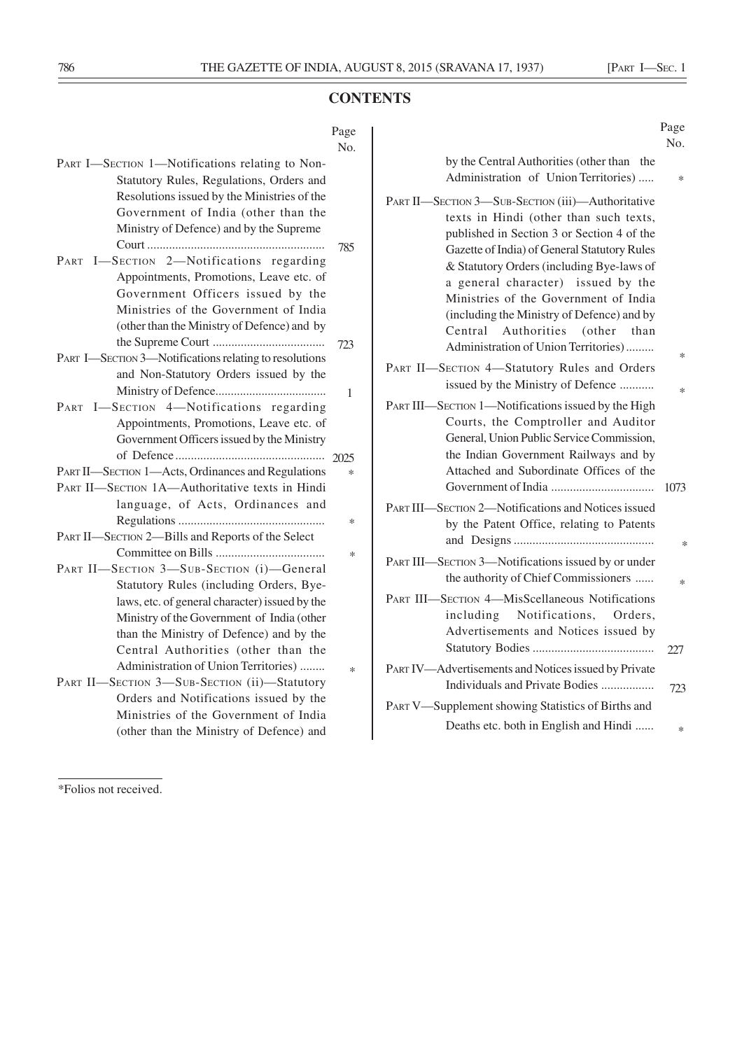## CONTENTS

| | Page No. |
|---|---|
| PART I—SECTION 1—Notifications relating to Non-Statutory Rules, Regulations, Orders and Resolutions issued by the Ministries of the Government of India (other than the Ministry of Defence) and by the Supreme Court ........................................................ | 785 |
| PART I—SECTION 2—Notifications regarding Appointments, Promotions, Leave etc. of Government Officers issued by the Ministries of the Government of India (other than the Ministry of Defence) and by the Supreme Court ................................... | 723 |
| PART I—SECTION 3—Notifications relating to resolutions and Non-Statutory Orders issued by the Ministry of Defence................................... | 1 |
| PART I—SECTION 4—Notifications regarding Appointments, Promotions, Leave etc. of Government Officers issued by the Ministry of Defence ............................................... | 2025 |
| PART II—SECTION 1—Acts, Ordinances and Regulations | * |
| PART II—SECTION 1A—Authoritative texts in Hindi language, of Acts, Ordinances and Regulations .............................................. | * |
| PART II—SECTION 2—Bills and Reports of the Select Committee on Bills .................................. | * |
| PART II—SECTION 3—SUB-SECTION (i)—General Statutory Rules (including Orders, Bye-laws, etc. of general character) issued by the Ministry of the Government of India (other than the Ministry of Defence) and by the Central Authorities (other than the Administration of Union Territories) ........ | * |
| PART II—SECTION 3—SUB-SECTION (ii)—Statutory Orders and Notifications issued by the Ministries of the Government of India (other than the Ministry of Defence) and by the Central Authorities (other than the Administration of Union Territories) ..... | * |
| PART II—SECTION 3—SUB-SECTION (iii)—Authoritative texts in Hindi (other than such texts, published in Section 3 or Section 4 of the Gazette of India) of General Statutory Rules & Statutory Orders (including Bye-laws of a general character) issued by the Ministries of the Government of India (including the Ministry of Defence) and by Central Authorities (other than Administration of Union Territories) ......... | * |
| PART II—SECTION 4—Statutory Rules and Orders issued by the Ministry of Defence ........... | * |
| PART III—SECTION 1—Notifications issued by the High Courts, the Comptroller and Auditor General, Union Public Service Commission, the Indian Government Railways and by the Attached and Subordinate Offices of the Government of India ................................ | 1073 |
| PART III—SECTION 2—Notifications and Notices issued by the Patent Office, relating to Patents and Designs ............................................ | * |
| PART III—SECTION 3—Notifications issued by or under the authority of Chief Commissioners ...... | * |
| PART III—SECTION 4—MisScellaneous Notifications including Notifications, Orders, Advertisements and Notices issued by Statutory Bodies ...................................... | 227 |
| PART IV—Advertisements and Notices issued by Private Individuals and Private Bodies ................. | 723 |
| PART V—Supplement showing Statistics of Births and Deaths etc. both in English and Hindi ...... | * |

*Folios not received.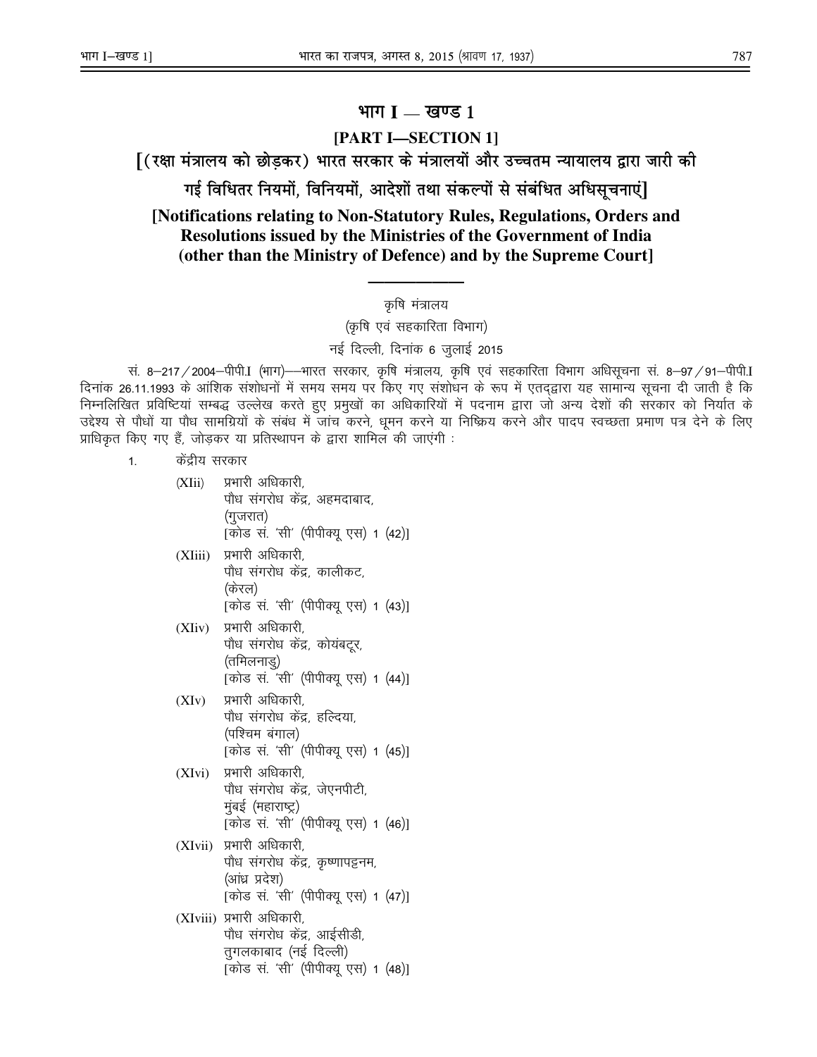# भाग I — खण्ड 1

## [PART I—SECTION 1]

## [(रक्षा मंत्रालय को छोड़कर) भारत सरकार के मंत्रालयों और उच्चतम न्यायालय द्वारा जारी की गई विधितर नियमों, विनियमों, आदेशों तथा संकल्पों से संबंधित अधिसूचनाएं]

## [Notifications relating to Non-Statutory Rules, Regulations, Orders and Resolutions issued by the Ministries of the Government of India (other than the Ministry of Defence) and by the Supreme Court]

---

कृषि मंत्रालय

(कृषि एवं सहकारिता विभाग)

नई दिल्ली, दिनांक 6 जुलाई 2015

सं. 8–217/2004–पीपी.I (भाग)—भारत सरकार, कृषि मंत्रालय, कृषि एवं सहकारिता विभाग अधिसूचना सं. 8–97/91–पीपी.I दिनांक 26.11.1993 के आंशिक संशोधनों में समय समय पर किए गए संशोधन के रूप में एतद्द्वारा यह सामान्य सूचना दी जाती है कि निम्नलिखित प्रविष्टियां सम्बद्ध उल्लेख करते हुए प्रमुखों का अधिकारियों में पदनाम द्वारा जो अन्य देशों की सरकार को निर्यात के उद्देश्य से पौधों या पौध सामग्रियों के संबंध में जांच करने, धूमन करने या निष्क्रिय करने और पादप स्वच्छता प्रमाण पत्र देने के लिए प्राधिकृत किए गए हैं, जोड़कर या प्रतिस्थापन के द्वारा शामिल की जाएंगी :

1. केंद्रीय सरकार

(XIii) प्रभारी अधिकारी,
पौध संगरोध केंद्र, अहमदाबाद,
(गुजरात)
[कोड सं. 'सी' (पीपीक्यू एस) 1 (42)]

(XIiii) प्रभारी अधिकारी,
पौध संगरोध केंद्र, कालीकट,
(केरल)
[कोड सं. 'सी' (पीपीक्यू एस) 1 (43)]

(XIiv) प्रभारी अधिकारी,
पौध संगरोध केंद्र, कोयंबटूर,
(तमिलनाडु)
[कोड सं. 'सी' (पीपीक्यू एस) 1 (44)]

(XIv) प्रभारी अधिकारी,
पौध संगरोध केंद्र, हल्दिया,
(पश्चिम बंगाल)
[कोड सं. 'सी' (पीपीक्यू एस) 1 (45)]

(XIvi) प्रभारी अधिकारी,
पौध संगरोध केंद्र, जेएनपीटी,
मुंबई (महाराष्ट्र)
[कोड सं. 'सी' (पीपीक्यू एस) 1 (46)]

(XIvii) प्रभारी अधिकारी,
पौध संगरोध केंद्र, कृष्णापट्टनम,
(आंध्र प्रदेश)
[कोड सं. 'सी' (पीपीक्यू एस) 1 (47)]

(XIviii) प्रभारी अधिकारी,
पौध संगरोध केंद्र, आईसीडी,
तुगलकाबाद (नई दिल्ली)
[कोड सं. 'सी' (पीपीक्यू एस) 1 (48)]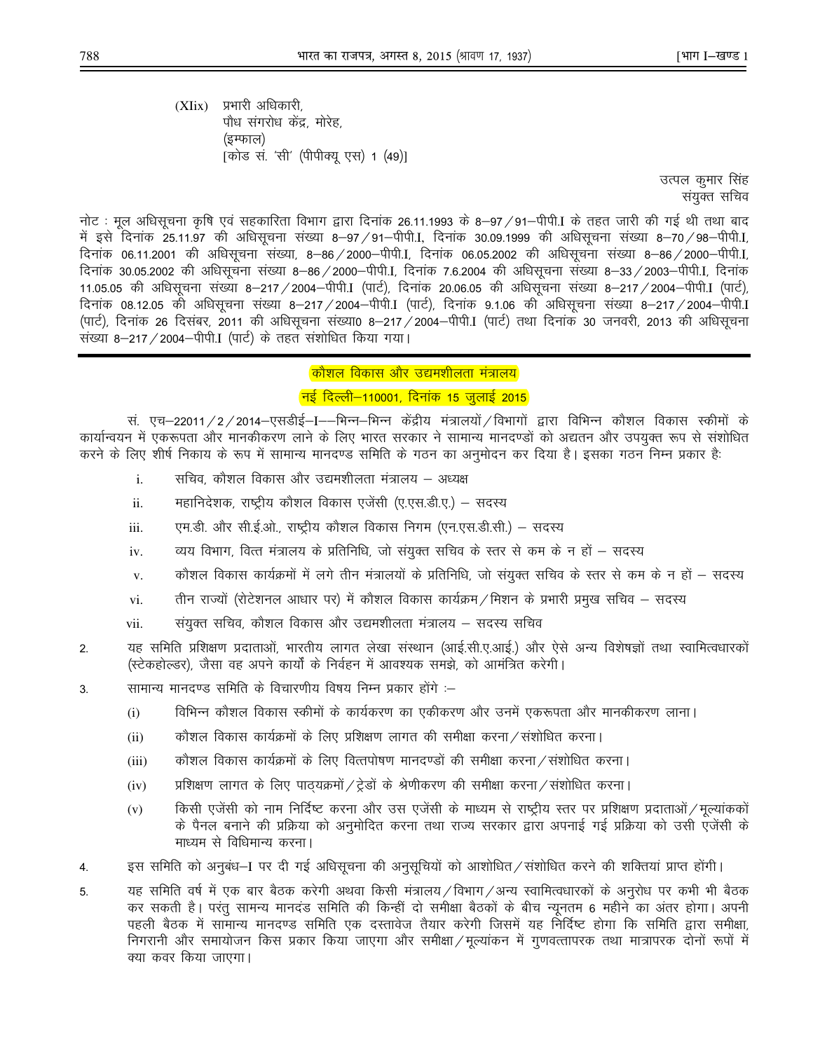(XIix) प्रभारी अधिकारी,
पौध संगरोध केंद्र, मोरेह,
(इम्फाल)
[कोड सं. 'सी' (पीपीक्यू एस) 1 (49)]

उत्पल कुमार सिंह
संयुक्त सचिव

नोट : मूल अधिसूचना कृषि एवं सहकारिता विभाग द्वारा दिनांक 26.11.1993 के 8–97/91–पीपी.I के तहत जारी की गई थी तथा बाद में इसे दिनांक 25.11.97 की अधिसूचना संख्या 8–97/91–पीपी.I, दिनांक 30.09.1999 की अधिसूचना संख्या 8–70/98–पीपी.I, दिनांक 06.11.2001 की अधिसूचना संख्या, 8–86/2000–पीपी.I, दिनांक 06.05.2002 की अधिसूचना संख्या 8–86/2000–पीपी.I, दिनांक 30.05.2002 की अधिसूचना संख्या 8–86/2000–पीपी.I, दिनांक 7.6.2004 की अधिसूचना संख्या 8–33/2003–पीपी.I, दिनांक 11.05.05 की अधिसूचना संख्या 8–217/2004–पीपी.I (पार्ट), दिनांक 20.06.05 की अधिसूचना संख्या 8–217/2004–पीपी.I (पार्ट), दिनांक 08.12.05 की अधिसूचना संख्या 8–217/2004–पीपी.I (पार्ट), दिनांक 9.1.06 की अधिसूचना संख्या 8–217/2004–पीपी.I (पार्ट), दिनांक 26 दिसंबर, 2011 की अधिसूचना संख्या0 8–217/2004–पीपी.I (पार्ट) तथा दिनांक 30 जनवरी, 2013 की अधिसूचना संख्या 8–217/2004–पीपी.I (पार्ट) के तहत संशोधित किया गया।

---

## कौशल विकास और उद्यमशीलता मंत्रालय

### नई दिल्ली–110001, दिनांक 15 जुलाई 2015

सं. एच–22011/2/2014–एसडीई–I––भिन्न–भिन्न केंद्रीय मंत्रालयों/विभागों द्वारा विभिन्न कौशल विकास स्कीमों के कार्यान्वयन में एकरूपता और मानकीकरण लाने के लिए भारत सरकार ने सामान्य मानदण्डों को अद्यतन और उपयुक्त रूप से संशोधित करने के लिए शीर्ष निकाय के रूप में सामान्य मानदण्ड समिति के गठन का अनुमोदन कर दिया है। इसका गठन निम्न प्रकार हैः

i. सचिव, कौशल विकास और उद्यमशीलता मंत्रालय – अध्यक्ष
ii. महानिदेशक, राष्ट्रीय कौशल विकास एजेंसी (ए.एस.डी.ए.) – सदस्य
iii. एम.डी. और सी.ई.ओ., राष्ट्रीय कौशल विकास निगम (एन.एस.डी.सी.) – सदस्य
iv. व्यय विभाग, वित्त मंत्रालय के प्रतिनिधि, जो संयुक्त सचिव के स्तर से कम के न हों – सदस्य
v. कौशल विकास कार्यक्रमों में लगे तीन मंत्रालयों के प्रतिनिधि, जो संयुक्त सचिव के स्तर से कम के न हों – सदस्य
vi. तीन राज्यों (रोटेशनल आधार पर) में कौशल विकास कार्यक्रम/मिशन के प्रभारी प्रमुख सचिव – सदस्य
vii. संयुक्त सचिव, कौशल विकास और उद्यमशीलता मंत्रालय – सदस्य सचिव

2. यह समिति प्रशिक्षण प्रदाताओं, भारतीय लागत लेखा संस्थान (आई.सी.ए.आई.) और ऐसे अन्य विशेषज्ञों तथा स्वामित्वधारकों (स्टेकहोल्डर), जैसा वह अपने कार्यों के निर्वहन में आवश्यक समझे, को आमंत्रित करेगी।

3. सामान्य मानदण्ड समिति के विचारणीय विषय निम्न प्रकार होंगे :–

(i) विभिन्न कौशल विकास स्कीमों के कार्यकरण का एकीकरण और उनमें एकरूपता और मानकीकरण लाना।

(ii) कौशल विकास कार्यक्रमों के लिए प्रशिक्षण लागत की समीक्षा करना/संशोधित करना।

(iii) कौशल विकास कार्यक्रमों के लिए वित्तपोषण मानदण्डों की समीक्षा करना/संशोधित करना।

(iv) प्रशिक्षण लागत के लिए पाठ्यक्रमों/ट्रेडों के श्रेणीकरण की समीक्षा करना/संशोधित करना।

(v) किसी एजेंसी को नाम निर्दिष्ट करना और उस एजेंसी के माध्यम से राष्ट्रीय स्तर पर प्रशिक्षण प्रदाताओं/मूल्यांककों के पैनल बनाने की प्रक्रिया को अनुमोदित करना तथा राज्य सरकार द्वारा अपनाई गई प्रक्रिया को उसी एजेंसी के माध्यम से विधिमान्य करना।

4. इस समिति को अनुबंध–I पर दी गई अधिसूचना की अनुसूचियों को आशोधित/संशोधित करने की शक्तियां प्राप्त होंगी।

5. यह समिति वर्ष में एक बार बैठक करेगी अथवा किसी मंत्रालय/विभाग/अन्य स्वामित्वधारकों के अनुरोध पर कभी भी बैठक कर सकती है। परंतु सामन्य मानदंड समिति की किन्हीं दो समीक्षा बैठकों के बीच न्यूनतम 6 महीने का अंतर होगा। अपनी पहली बैठक में सामान्य मानदंड समिति एक दस्तावेज तैयार करेगी जिसमें यह निर्दिष्ट होगा कि समिति द्वारा समीक्षा, निगरानी और समायोजन किस प्रकार किया जाएगा और समीक्षा/मूल्यांकन में गुणवत्तापरक तथा मात्रापरक दोनों रूपों में क्या कवर किया जाएगा।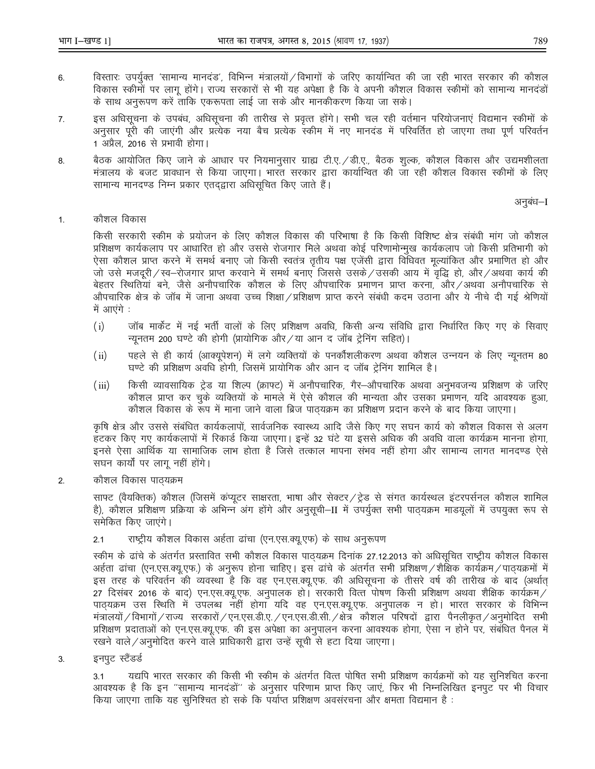6. विस्तारः उपर्युक्त 'सामान्य मानदंड', विभिन्न मंत्रालयों/विभागों के जरिए कार्यान्वित की जा रही भारत सरकार की कौशल विकास स्कीमों पर लागू होंगे। राज्य सरकारों से भी यह अपेक्षा है कि वे अपनी कौशल विकास स्कीमों को सामान्य मानदंडों के साथ अनुरूपण करें ताकि एकरूपता लाई जा सके और मानकीकरण किया जा सके।

7. इस अधिसूचना के उपबंध, अधिसूचना की तारीख से प्रवृत्त होंगे। सभी चल रही वर्तमान परियोजनाएं विद्यमान स्कीमों के अनुसार पूरी की जाएंगी और प्रत्येक नया बैच प्रत्येक स्कीम में नए मानदंड में परिवर्तित हो जाएगा तथा पूर्ण परिवर्तन 1 अप्रैल, 2016 से प्रभावी होगा।

8. बैठक आयोजित किए जाने के आधार पर नियमानुसार ग्राह्य टी.ए./डी.ए., बैठक शुल्क, कौशल विकास और उद्यमशीलता मंत्रालय के बजट प्रावधान से किया जाएगा। भारत सरकार द्वारा कार्यान्वित की जा रही कौशल विकास स्कीमों के लिए सामान्य मानदण्ड निम्न प्रकार एतद्द्वारा अधिसूचित किए जाते हैं।

अनुबंध–I

1. कौशल विकास

किसी सरकारी स्कीम के प्रयोजन के लिए कौशल विकास की परिभाषा है कि किसी विशिष्ट क्षेत्र संबंधी मांग जो कौशल प्रशिक्षण कार्यकलाप पर आधारित हो और उससे रोजगार मिले अथवा कोई परिणामोन्मुख कार्यकलाप जो किसी प्रतिभागी को ऐसा कौशल प्राप्त करने में समर्थ बनाए जो किसी स्वतंत्र तृतीय पक्ष एजेंसी द्वारा विधिवत मूल्यांकित और प्रमाणित हो और जो उसे मजदूरी/स्व–रोजगार प्राप्त करवाने में समर्थ बनाए जिससे उसके/उसकी आय में वृद्धि हो, और/अथवा कार्य की बेहतर स्थितियां बने, जैसे अनौपचारिक कौशल के लिए औपचारिक प्रमाणन प्राप्त करना, और/अथवा अनौपचारिक से औपचारिक क्षेत्र के जॉब में जाना अथवा उच्च शिक्षा/प्रशिक्षण प्राप्त करने संबंधी कदम उठाना और ये नीचे दी गई श्रेणियों में आएंगे :

(i) जॉब मार्केट में नई भर्ती वालों के लिए प्रशिक्षण अवधि, किसी अन्य संविधि द्वारा निर्धारित किए गए के सिवाए न्यूनतम 200 घण्टे की होगी (प्रायोगिक और/या आन द जॉब ट्रेनिंग सहित)।

(ii) पहले से ही कार्य (आक्यूपेशन) में लगे व्यक्तियों के पनर्कौशलीकरण अथवा कौशल उन्नयन के लिए न्यूनतम 80 घण्टे की प्रशिक्षण अवधि होगी, जिसमें प्रायोगिक और आन द जॉब ट्रेनिंग शामिल है।

(iii) किसी व्यावसायिक ट्रेड या शिल्प (क्राफ्ट) में अनौपचारिक, गैर–औपचारिक अथवा अनुभवजन्य प्रशिक्षण के जरिए कौशल प्राप्त कर चुके व्यक्तियों के मामले में ऐसे कौशल की मान्यता और उसका प्रमाणन, यदि आवश्यक हुआ, कौशल विकास के रूप में माना जाने वाला ब्रिज पाठ्यक्रम का प्रशिक्षण प्रदान करने के बाद किया जाएगा।

कृषि क्षेत्र और उससे संबंधित कार्यकलापों, सार्वजनिक स्वास्थ्य आदि जैसे किए गए सघन कार्य को कौशल विकास से अलग हटकर किए गए कार्यकलापों में रिकार्ड किया जाएगा। इन्हें 32 घंटे या इससे अधिक की अवधि वाला कार्यक्रम मानना होगा, इनसे ऐसा आर्थिक या सामाजिक लाभ होता है जिसे तत्काल मापना संभव नहीं होगा और सामान्य लागत मानदण्ड ऐसे सघन कार्यों पर लागू नहीं होंगे।

2. कौशल विकास पाठ्यक्रम

साफ्ट (वैयक्तिक) कौशल (जिसमें कंप्यूटर साक्षरता, भाषा और सेक्टर/ट्रेड से संगत कार्यस्थल इंटरपर्सनल कौशल शामिल है), कौशल प्रशिक्षण प्रक्रिया के अभिन्न अंग होंगे और अनुसूची–II में उपर्युक्त सभी पाठ्यक्रम माडयूलों में उपयुक्त रूप से समेकित किए जाएंगे।

2.1 राष्ट्रीय कौशल विकास अर्हता ढांचा (एन.एस.क्यू.एफ) के साथ अनुरूपण

स्कीम के ढांचे के अंतर्गत प्रस्तावित सभी कौशल विकास पाठ्यक्रम दिनांक 27.12.2013 को अधिसूचित राष्ट्रीय कौशल विकास अर्हता ढांचा (एन.एस.क्यू.एफ.) के अनुरूप होना चाहिए। इस ढांचे के अंतर्गत सभी प्रशिक्षण/शैक्षिक कार्यक्रम/पाठ्यक्रमों में इस तरह के परिवर्तन की व्यवस्था है कि वह एन.एस.क्यू.एफ. की अधिसूचना के तीसरे वर्ष की तारीख के बाद (अर्थात् 27 दिसंबर 2016 के बाद) एन.एस.क्यू.एफ. अनुपालक हो। सरकारी वित्त पोषण किसी प्रशिक्षण अथवा शैक्षिक कार्यक्रम/पाठ्यक्रम उस स्थिति में उपलब्ध नहीं होगा यदि वह एन.एस.क्यू.एफ. अनुपालक न हो। भारत सरकार के विभिन्न मंत्रालयों/विभागों/राज्य सरकारों/एन.एस.डी.ए./एन.एस.डी.सी./क्षेत्र कौशल परिषदों द्वारा पैनलीकृत/अनुमोदित सभी प्रशिक्षण प्रदाताओं को एन.एस.क्यू.एफ. की इस अपेक्षा का अनुपालन करना आवश्यक होगा, ऐसा न होने पर, संबंधित पैनल में रखने वाले/अनुमोदित करने वाले प्राधिकारी द्वारा उन्हें सूची से हटा दिया जाएगा।

3. इनपुट स्टैंडर्ड

3.1 यद्यपि भारत सरकार की किसी भी स्कीम के अंतर्गत वित्त पोषित सभी प्रशिक्षण कार्यक्रमों को यह सुनिश्चित करना आवश्यक है कि इन "सामान्य मानदंडों" के अनुसार परिणाम प्राप्त किए जाएं, फिर भी निम्नलिखित इनपुट पर भी विचार किया जाएगा ताकि यह सुनिश्चित हो सके कि पर्याप्त प्रशिक्षण अवसंरचना और क्षमता विद्यमान है :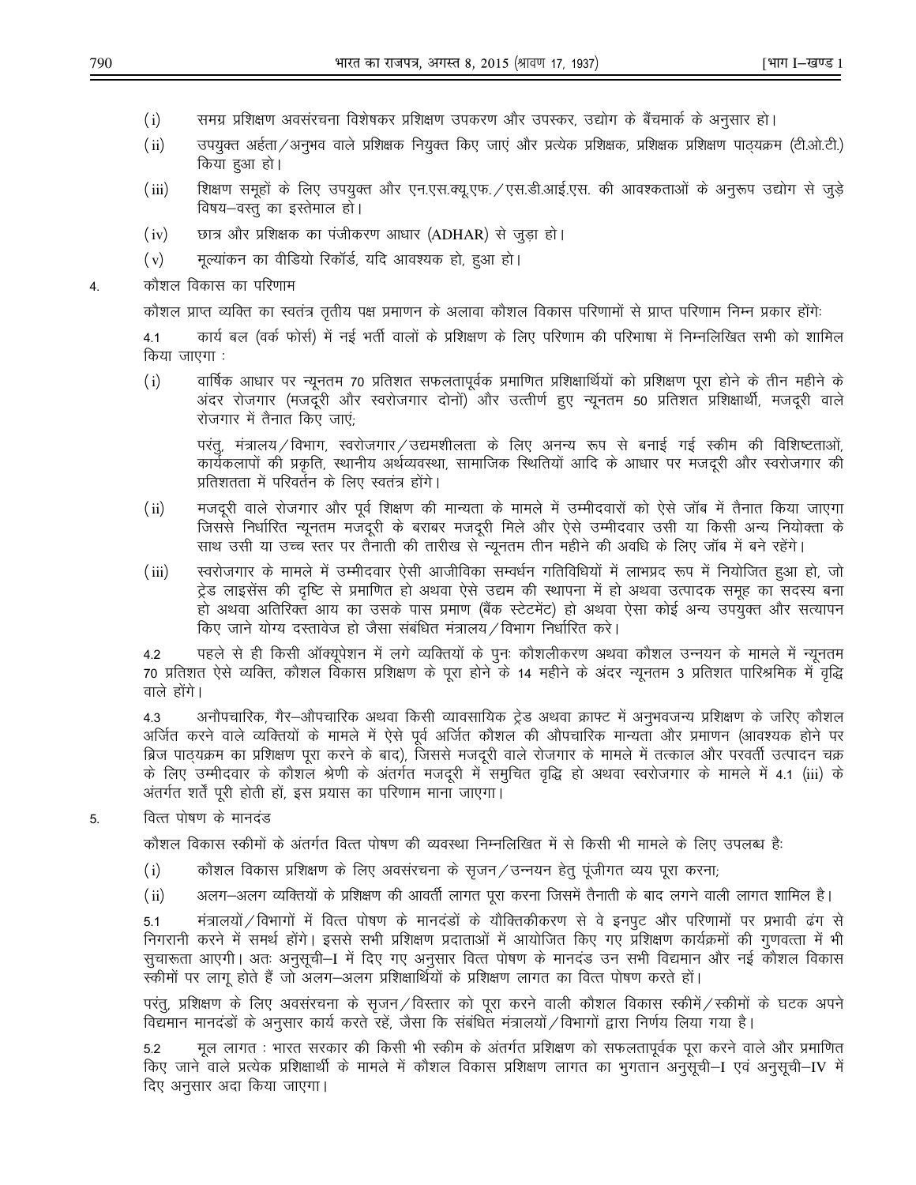(i) समग्र प्रशिक्षण अवसंरचना विशेषकर प्रशिक्षण उपकरण और उपस्कर, उद्योग के बैंचमार्क के अनुसार हो।

(ii) उपयुक्त अर्हता/अनुभव वाले प्रशिक्षक नियुक्त किए जाएं और प्रत्येक प्रशिक्षक, प्रशिक्षक प्रशिक्षण पाठ्यक्रम (टी.ओ.टी.) किया हुआ हो।

(iii) शिक्षण समूहों के लिए उपयुक्त और एन.एस.क्यू.एफ./एस.डी.आई.एस. की आवश्यकताओं के अनुरूप उद्योग से जुड़े विषय–वस्तु का इस्तेमाल हो।

(iv) छात्र और प्रशिक्षक का पंजीकरण आधार (ADHAR) से जुड़ा हो।

(v) मूल्यांकन का वीडियो रिकॉर्ड, यदि आवश्यक हो, हुआ हो।

4. कौशल विकास का परिणाम

कौशल प्राप्त व्यक्ति का स्वतंत्र तृतीय पक्ष प्रमाणन के अलावा कौशल विकास परिणामों से प्राप्त परिणाम निम्न प्रकार होंगेः

4.1 कार्य बल (वर्क फोर्स) में नई भर्ती वालों के प्रशिक्षण के लिए परिणाम की परिभाषा में निम्नलिखित सभी को शामिल किया जाएगा :

(i) वार्षिक आधार पर न्यूनतम 70 प्रतिशत सफलतापूर्वक प्रमाणित प्रशिक्षार्थियों को प्रशिक्षण पूरा होने के तीन महीने के अंदर रोजगार (मजदूरी और स्वरोजगार दोनों) और उत्तीर्ण हुए न्यूनतम 50 प्रतिशत प्रशिक्षार्थी, मजदूरी वाले रोजगार में तैनात किए जाएं;

परंतु, मंत्रालय/विभाग, स्वरोजगार/उद्यमशीलता के लिए अनन्य रूप से बनाई गई स्कीम की विशिष्टताओं, कार्यकलापों की प्रकृति, स्थानीय अर्थव्यवस्था, सामाजिक स्थितियों आदि के आधार पर मजदूरी और स्वरोजगार की प्रतिशतता में परिवर्तन के लिए स्वतंत्र होंगे।

(ii) मजदूरी वाले रोजगार और पूर्व शिक्षण की मान्यता के मामले में उम्मीदवारों को ऐसे जॉब में तैनात किया जाएगा जिससे निर्धारित न्यूनतम मजदूरी के बराबर मजदूरी मिले और ऐसे उम्मीदवार उसी या किसी अन्य नियोक्ता के साथ उसी या उच्च स्तर पर तैनाती की तारीख से न्यूनतम तीन महीने की अवधि के लिए जॉब में बने रहेंगे।

(iii) स्वरोजगार के मामले में उम्मीदवार ऐसी आजीविका सम्वर्धन गतिविधियों में लाभप्रद रूप में नियोजित हुआ हो, जो ट्रेड लाइसेंस की दृष्टि से प्रमाणित हो अथवा ऐसे उद्यम की स्थापना में हो अथवा उत्पादक समूह का सदस्य बना हो अथवा अतिरिक्त आय का उसके पास प्रमाण (बैंक स्टेटमेंट) हो अथवा ऐसा कोई अन्य उपयुक्त और सत्यापन किए जाने योग्य दस्तावेज हो जैसा संबंधित मंत्रालय/विभाग निर्धारित करे।

4.2 पहले से ही किसी ऑक्यूपेशन में लगे व्यक्तियों के पुनः कौशलीकरण अथवा कौशल उन्नयन के मामले में न्यूनतम 70 प्रतिशत ऐसे व्यक्ति, कौशल विकास प्रशिक्षण के पूरा होने के 14 महीने के अंदर न्यूनतम 3 प्रतिशत पारिश्रमिक में वृद्धि वाले होंगे।

4.3 अनौपचारिक, गैर–औपचारिक अथवा किसी व्यावसायिक ट्रेड अथवा क्राफ्ट में अनुभवजन्य प्रशिक्षण के जरिए कौशल अर्जित करने वाले व्यक्तियों के मामले में ऐसे पूर्व अर्जित कौशल की औपचारिक मान्यता और प्रमाणन (आवश्यक होने पर ब्रिज पाठ्यक्रम का प्रशिक्षण पूरा करने के बाद), जिससे मजदूरी वाले रोजगार के मामले में तत्काल और परवर्ती उत्पादन चक्र के लिए उम्मीदवार के कौशल श्रेणी के अंतर्गत मजदूरी में समुचित वृद्धि हो अथवा स्वरोजगार के मामले में 4.1 (iii) के अंतर्गत शर्तें पूरी होती हों, इस प्रयास का परिणाम माना जाएगा।

5. वित्त पोषण के मानदंड

कौशल विकास स्कीमों के अंतर्गत वित्त पोषण की व्यवस्था निम्नलिखित में से किसी भी मामले के लिए उपलब्ध हैः

(i) कौशल विकास प्रशिक्षण के लिए अवसंरचना के सृजन/उन्नयन हेतु पूंजीगत व्यय पूरा करना;

(ii) अलग–अलग व्यक्तियों के प्रशिक्षण की आवर्ती लागत पूरा करना जिसमें तैनाती के बाद लगने वाली लागत शामिल है।

5.1 मंत्रालयों/विभागों में वित्त पोषण के मानदंडों के यौक्तिकीकरण से वे इनपुट और परिणामों पर प्रभावी ढंग से निगरानी करने में समर्थ होंगे। इससे सभी प्रशिक्षण प्रदाताओं में आयोजित किए गए प्रशिक्षण कार्यक्रमों की गुणवत्ता में भी सुचारूता आएगी। अतः अनुसूची–I में दिए गए अनुसार वित्त पोषण के मानदंड उन सभी विद्यमान और नई कौशल विकास स्कीमों पर लागू होते हैं जो अलग–अलग प्रशिक्षार्थियों के प्रशिक्षण लागत का वित्त पोषण करते हों।

परंतु, प्रशिक्षण के लिए अवसंरचना के सृजन/विस्तार को पूरा करने वाली कौशल विकास स्कीमें/स्कीमों के घटक अपने विद्यमान मानदंडों के अनुसार कार्य करते रहें, जैसा कि संबंधित मंत्रालयों/विभागों द्वारा निर्णय लिया गया है।

5.2 मूल लागत : भारत सरकार की किसी भी स्कीम के अंतर्गत प्रशिक्षण को सफलतापूर्वक पूरा करने वाले और प्रमाणित किए जाने वाले प्रत्येक प्रशिक्षार्थी के मामले में कौशल विकास प्रशिक्षण लागत का भुगतान अनुसूची–I एवं अनुसूची–IV में दिए अनुसार अदा किया जाएगा।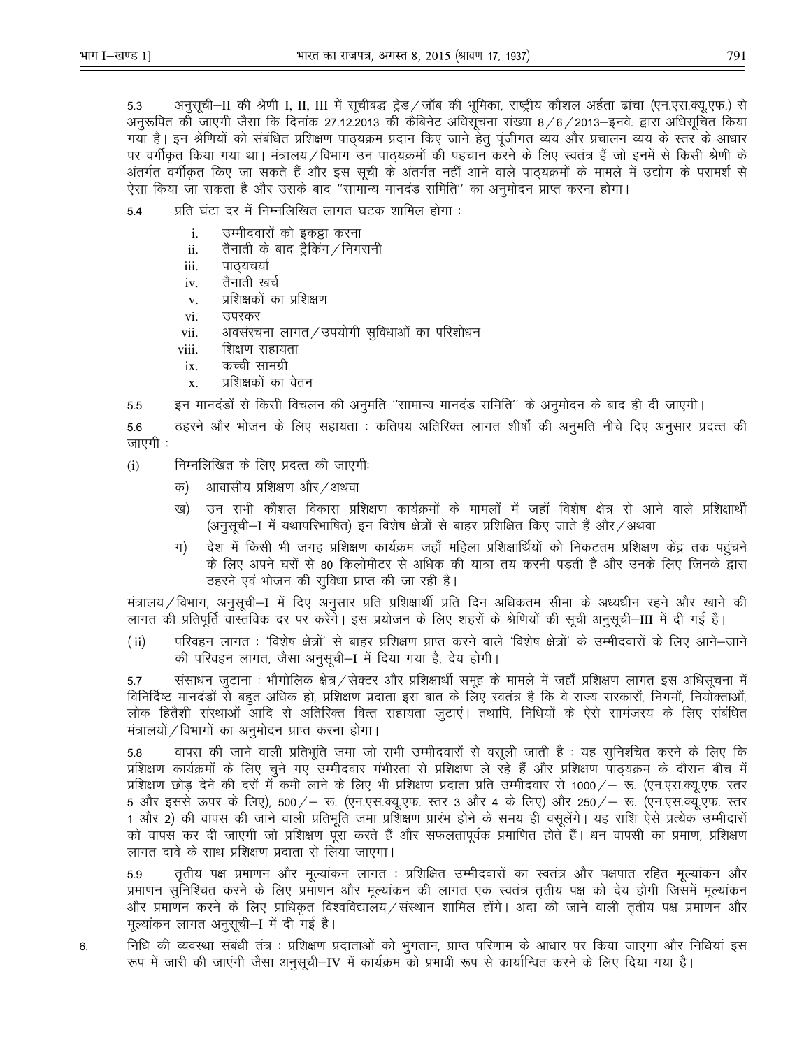5.3 अनुसूची–II की श्रेणी I, II, III में सूचीबद्ध ट्रेड / जॉब की भूमिका, राष्ट्रीय कौशल अर्हता ढांचा (एन.एस.क्यू.एफ.) से अनुरूपित की जाएगी जैसा कि दिनांक 27.12.2013 की कैबिनेट अधिसूचना संख्या 8 / 6 / 2013–इनवे. द्वारा अधिसूचित किया गया है। इन श्रेणियों को संबंधित प्रशिक्षण पाठ्यक्रम प्रदान किए जाने हेतु पूंजीगत व्यय और प्रचालन व्यय के स्तर के आधार पर वर्गीकृत किया गया था। मंत्रालय / विभाग उन पाठ्यक्रमों की पहचान करने के लिए स्वतंत्र हैं जो इनमें से किसी श्रेणी के अंतर्गत वर्गीकृत किए जा सकते हैं और इस सूची के अंतर्गत नहीं आने वाले पाठ्यक्रमों के मामले में उद्योग के परामर्श से ऐसा किया जा सकता है और उसके बाद "सामान्य मानदंड समिति" का अनुमोदन प्राप्त करना होगा।

5.4 प्रति घंटा दर में निम्नलिखित लागत घटक शामिल होगा :

i. उम्मीदवारों को इकट्ठा करना
ii. तैनाती के बाद ट्रैकिंग / निगरानी
iii. पाठ्यचर्या
iv. तैनाती खर्च
v. प्रशिक्षकों का प्रशिक्षण
vi. उपस्कर
vii. अवसंरचना लागत / उपयोगी सुविधाओं का परिशोधन
viii. शिक्षण सहायता
ix. कच्ची सामग्री
x. प्रशिक्षकों का वेतन

5.5 इन मानदंडों से किसी विचलन की अनुमति "सामान्य मानदंड समिति" के अनुमोदन के बाद ही दी जाएगी।

5.6 ठहरने और भोजन के लिए सहायता : कतिपय अतिरिक्त लागत शीर्षों की अनुमति नीचे दिए अनुसार प्रदत्त की जाएगी :

(i) निम्नलिखित के लिए प्रदत्त की जाएगीः

क) आवासीय प्रशिक्षण और / अथवा

ख) उन सभी कौशल विकास प्रशिक्षण कार्यक्रमों के मामलों में जहाँ विशेष क्षेत्र से आने वाले प्रशिक्षार्थी (अनुसूची–I में यथापरिभाषित) इन विशेष क्षेत्रों से बाहर प्रशिक्षित किए जाते हैं और / अथवा

ग) देश में किसी भी जगह प्रशिक्षण कार्यक्रम जहाँ महिला प्रशिक्षार्थियों को निकटतम प्रशिक्षण केंद्र तक पहुंचने के लिए अपने घरों से 80 किलोमीटर से अधिक की यात्रा तय करनी पड़ती है और उनके लिए जिनके द्वारा ठहरने एवं भोजन की सुविधा प्राप्त की जा रही है।

मंत्रालय / विभाग, अनुसूची–I में दिए अनुसार प्रति प्रशिक्षार्थी प्रति दिन अधिकतम सीमा के अध्यधीन रहने और खाने की लागत की प्रतिपूर्ति वास्तविक दर पर करेंगे। इस प्रयोजन के लिए शहरों के श्रेणियों की सूची अनुसूची–III में दी गई है।

(ii) परिवहन लागत : 'विशेष क्षेत्रों' से बाहर प्रशिक्षण प्राप्त करने वाले 'विशेष क्षेत्रों' के उम्मीदवारों के लिए आने–जाने की परिवहन लागत, जैसा अनुसूची–I में दिया गया है, देय होगी।

5.7 संसाधन जुटाना : भौगोलिक क्षेत्र / सेक्टर और प्रशिक्षार्थी समूह के मामले में जहाँ प्रशिक्षण लागत इस अधिसूचना में विनिर्दिष्ट मानदंडों से बहुत अधिक हो, प्रशिक्षण प्रदाता इस बात के लिए स्वतंत्र है कि वे राज्य सरकारों, निगमों, नियोक्ताओं, लोक हितैशी संस्थाओं आदि से अतिरिक्त वित्त सहायता जुटाएं। तथापि, निधियों के ऐसे सामंजस्य के लिए संबंधित मंत्रालयों / विभागों का अनुमोदन प्राप्त करना होगा।

5.8 वापस की जाने वाली प्रतिभूति जमा जो सभी उम्मीदवारों से वसूली जाती है : यह सुनिश्चित करने के लिए कि प्रशिक्षण कार्यक्रमों के लिए चुने गए उम्मीदवार गंभीरता से प्रशिक्षण ले रहे हैं और प्रशिक्षण पाठ्यक्रम के दौरान बीच में प्रशिक्षण छोड़ देने की दरों में कमी लाने के लिए भी प्रशिक्षण प्रदाता प्रति उम्मीदवार से 1000 / – रू. (एन.एस.क्यू.एफ. स्तर 5 और इससे ऊपर के लिए), 500 / – रू. (एन.एस.क्यू.एफ. स्तर 3 और 4 के लिए) और 250 / – रू. (एन.एस.क्यू.एफ. स्तर 1 और 2) की वापस की जाने वाली प्रतिभूति जमा प्रशिक्षण प्रारंभ होने के समय ही वसूलेंगे। यह राशि ऐसे प्रत्येक उम्मीदारों को वापस कर दी जाएगी जो प्रशिक्षण पूरा करते हैं और सफलतापूर्वक प्रमाणित होते हैं। धन वापसी का प्रमाण, प्रशिक्षण लागत दावे के साथ प्रशिक्षण प्रदाता से लिया जाएगा।

5.9 तृतीय पक्ष प्रमाणन और मूल्यांकन लागत : प्रशिक्षित उम्मीदवारों का स्वतंत्र और पक्षपात रहित मूल्यांकन और प्रमाणन सुनिश्चित करने के लिए प्रमाणन और मूल्यांकन की लागत एक स्वतंत्र तृतीय पक्ष को देय होगी जिसमें मूल्यांकन और प्रमाणन करने के लिए प्राधिकृत विश्वविद्यालय / संस्थान शामिल होंगे। अदा की जाने वाली तृतीय पक्ष प्रमाणन और मूल्यांकन लागत अनुसूची–I में दी गई है।

6. निधि की व्यवस्था संबंधी तंत्र : प्रशिक्षण प्रदाताओं को भुगतान, प्राप्त परिणाम के आधार पर किया जाएगा और निधियां इस रूप में जारी की जाएंगी जैसा अनुसूची–IV में कार्यक्रम को प्रभावी रूप से कार्यान्वित करने के लिए दिया गया है।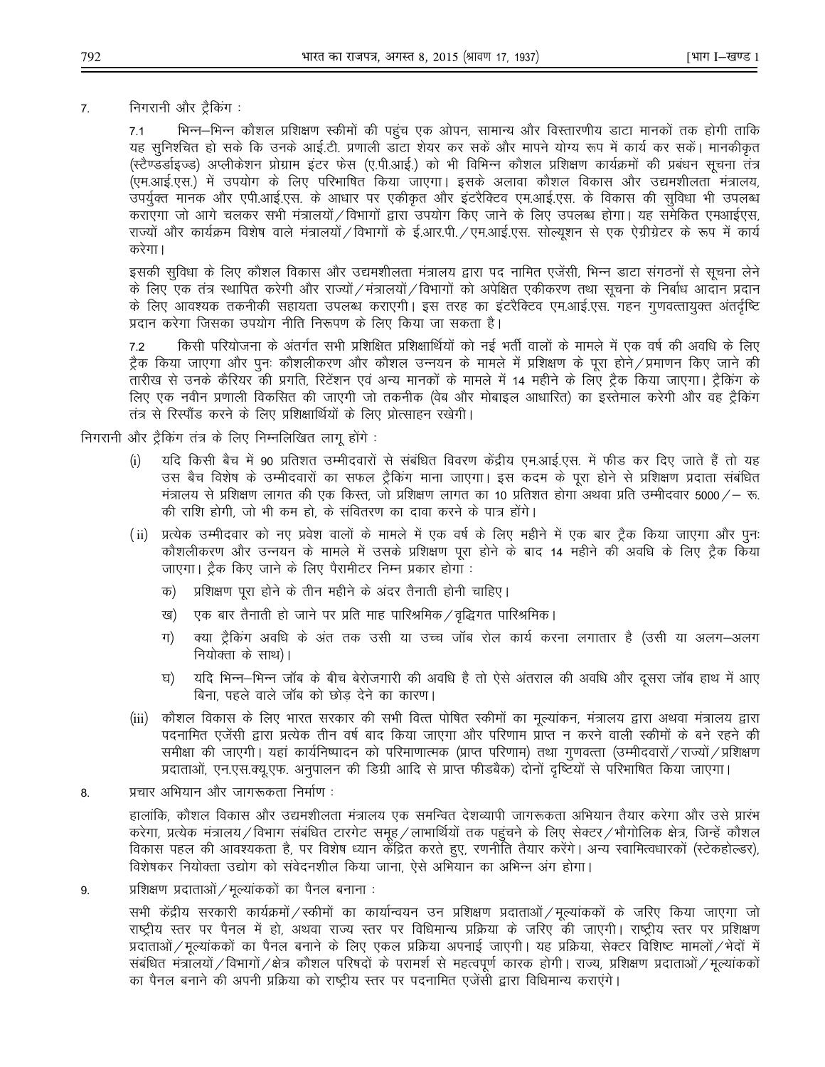7. निगरानी और ट्रैकिंग :

7.1 भिन्न–भिन्न कौशल प्रशिक्षण स्कीमों की पहुंच एक ओपन, सामान्य और विस्तारणीय डाटा मानकों तक होगी ताकि यह सुनिश्चित हो सके कि उनके आई.टी. प्रणाली डाटा शेयर कर सकें और मापने योग्य रूप में कार्य कर सकें। मानकीकृत (स्टैण्डर्डाइज्ड) अप्लीकेशन प्रोग्राम इंटर फेस (ए.पी.आई.) को भी विभिन्न कौशल प्रशिक्षण कार्यक्रमों की प्रबंधन सूचना तंत्र (एम.आई.एस.) में उपयोग के लिए परिभाषित किया जाएगा। इसके अलावा कौशल विकास और उद्यमशीलता मंत्रालय, उपर्युक्त मानक और एपी.आई.एस. के आधार पर एकीकृत और इंटरैक्टिव एम.आई.एस. के विकास की सुविधा भी उपलब्ध कराएगा जो आगे चलकर सभी मंत्रालयों/विभागों द्वारा उपयोग किए जाने के लिए उपलब्ध होगा। यह समेकित एमआईएस, राज्यों और कार्यक्रम विशेष वाले मंत्रालयों/विभागों के ई.आर.पी./एम.आई.एस. सोल्यूशन से एक ऐग्रीग्रेटर के रूप में कार्य करेगा।

इसकी सुविधा के लिए कौशल विकास और उद्यमशीलता मंत्रालय द्वारा पद नामित एजेंसी, भिन्न डाटा संगठनों से सूचना लेने के लिए एक तंत्र स्थापित करेगी और राज्यों/मंत्रालयों/विभागों को अपेक्षित एकीकरण तथा सूचना के निर्बाध आदान प्रदान के लिए आवश्यक तकनीकी सहायता उपलब्ध कराएगी। इस तरह का इंटरैक्टिव एम.आई.एस. गहन गुणवत्तायुक्त अंतर्दृष्टि प्रदान करेगा जिसका उपयोग नीति निरूपण के लिए किया जा सकता है।

7.2 किसी परियोजना के अंतर्गत सभी प्रशिक्षित प्रशिक्षार्थियों को नई भर्ती वालों के मामले में एक वर्ष की अवधि के लिए ट्रैक किया जाएगा और पुनः कौशलीकरण और कौशल उन्नयन के मामले में प्रशिक्षण के पूरा होने/प्रमाणन किए जाने की तारीख से उनके कैरियर की प्रगति, रिटेंशन एवं अन्य मानकों के मामले में 14 महीने के लिए ट्रैक किया जाएगा। ट्रैकिंग के लिए एक नवीन प्रणाली विकसित की जाएगी जो तकनीक (वेब और मोबाइल आधारित) का इस्तेमाल करेगी और वह ट्रैकिंग तंत्र से रिस्पौंड करने के लिए प्रशिक्षार्थियों के लिए प्रोत्साहन रखेगी।

निगरानी और ट्रैकिंग तंत्र के लिए निम्नलिखित लागू होंगे :

(i) यदि किसी बैच में 90 प्रतिशत उम्मीदवारों से संबंधित विवरण केंद्रीय एम.आई.एस. में फीड कर दिए जाते हैं तो यह उस बैच विशेष के उम्मीदवारों का सफल ट्रैकिंग माना जाएगा। इस कदम के पूरा होने से प्रशिक्षण प्रदाता संबंधित मंत्रालय से प्रशिक्षण लागत की एक किस्त, जो प्रशिक्षण लागत का 10 प्रतिशत होगा अथवा प्रति उम्मीदवार 5000/– रू. की राशि होगी, जो भी कम हो, के संवितरण का दावा करने के पात्र होंगे।

(ii) प्रत्येक उम्मीदवार को नए प्रवेश वालों के मामले में एक वर्ष के लिए महीने में एक बार ट्रैक किया जाएगा और पुनः कौशलीकरण और उन्नयन के मामले में उसके प्रशिक्षण पूरा होने के बाद 14 महीने की अवधि के लिए ट्रैक किया जाएगा। ट्रैक किए जाने के लिए पैरामीटर निम्न प्रकार होगा :

   क) प्रशिक्षण पूरा होने के तीन महीने के अंदर तैनाती होनी चाहिए।

   ख) एक बार तैनाती हो जाने पर प्रति माह पारिश्रमिक/वृद्धिगत पारिश्रमिक।

   ग) क्या ट्रैकिंग अवधि के अंत तक उसी या उच्च जॉब रोल कार्य करना लगातार है (उसी या अलग–अलग नियोक्ता के साथ)।

   घ) यदि भिन्न–भिन्न जॉब के बीच बेरोजगारी की अवधि है तो ऐसे अंतराल की अवधि और दूसरा जॉब हाथ में आए बिना, पहले वाले जॉब को छोड़ देने का कारण।

(iii) कौशल विकास के लिए भारत सरकार की सभी वित्त पोषित स्कीमों का मूल्यांकन, मंत्रालय द्वारा अथवा मंत्रालय द्वारा पदनामित एजेंसी द्वारा प्रत्येक तीन वर्ष बाद किया जाएगा और परिणाम प्राप्त न करने वाली स्कीमों के बने रहने की समीक्षा की जाएगी। यहां कार्यनिष्पादन को परिमाणात्मक (प्राप्त परिणाम) तथा गुणवत्ता (उम्मीदवारों/राज्यों/प्रशिक्षण प्रदाताओं, एन.एस.क्यू.एफ. अनुपालन की डिग्री आदि से प्राप्त फीडबैक) दोनों दृष्टियों से परिभाषित किया जाएगा।

8. प्रचार अभियान और जागरूकता निर्माण :

हालांकि, कौशल विकास और उद्यमशीलता मंत्रालय एक समन्वित देशव्यापी जागरूकता अभियान तैयार करेगा और उसे प्रारंभ करेगा, प्रत्येक मंत्रालय/विभाग संबंधित टारगेट समूह/लाभार्थियों तक पहुंचने के लिए सेक्टर/भौगोलिक क्षेत्र, जिन्हें कौशल विकास पहल की आवश्यकता है, पर विशेष ध्यान केंद्रित करते हुए, रणनीति तैयार करेंगे। अन्य स्वामित्वधारकों (स्टेकहोल्डर), विशेषकर नियोक्ता उद्योग को संवेदनशील किया जाना, ऐसे अभियान का अभिन्न अंग होगा।

9. प्रशिक्षण प्रदाताओं/मूल्यांककों का पैनल बनाना :

सभी केंद्रीय सरकारी कार्यक्रमों/स्कीमों का कार्यान्वयन उन प्रशिक्षण प्रदाताओं/मूल्यांककों के जरिए किया जाएगा जो राष्ट्रीय स्तर पर पैनल में हो, अथवा राज्य स्तर पर विधिमान्य प्रक्रिया के जरिए की जाएगी। राष्ट्रीय स्तर पर प्रशिक्षण प्रदाताओं/मूल्यांककों का पैनल बनाने के लिए एकल प्रक्रिया अपनाई जाएगी। यह प्रक्रिया, सेक्टर विशिष्ट मामलों/भेदों में संबंधित मंत्रालयों/विभागों/क्षेत्र कौशल परिषदों के परामर्श से महत्वपूर्ण कारक होगी। राज्य, प्रशिक्षण प्रदाताओं/मूल्यांककों का पैनल बनाने की अपनी प्रक्रिया को राष्ट्रीय स्तर पर पदनामित एजेंसी द्वारा विधिमान्य कराएंगे।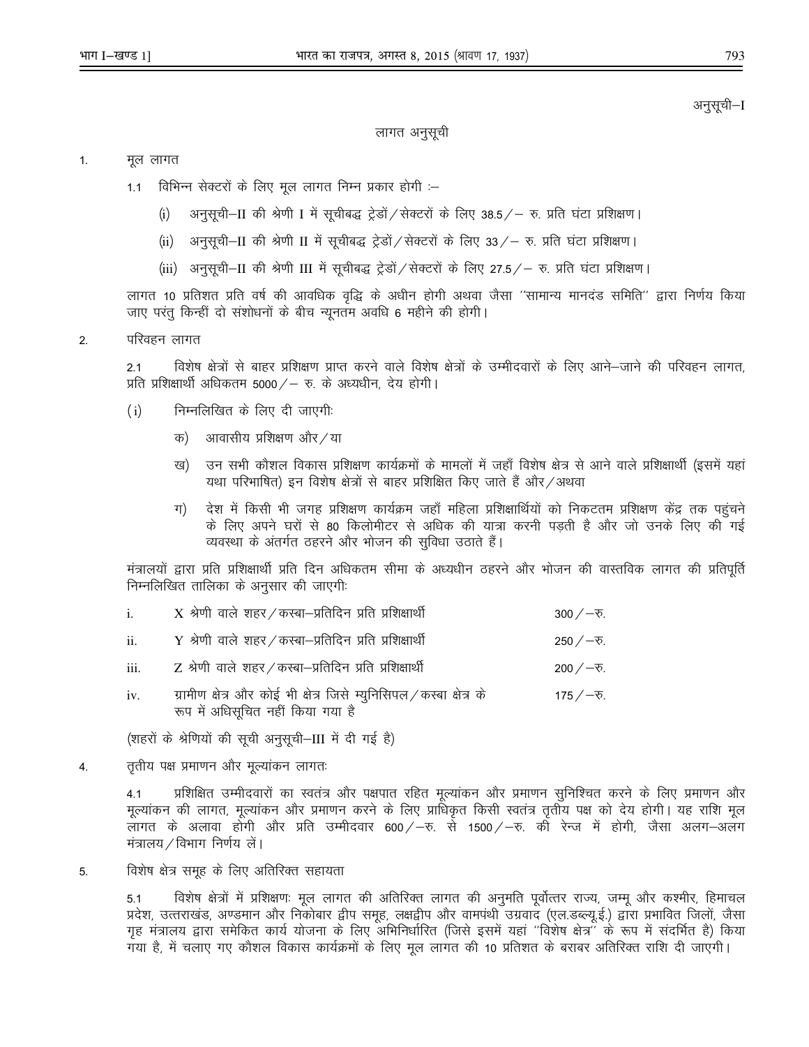अनुसूची–I

## लागत अनुसूची

1. मूल लागत

   1.1 विभिन्न सेक्टरों के लिए मूल लागत निम्न प्रकार होगी :–

   (i) अनुसूची–II की श्रेणी I में सूचीबद्ध ट्रेडों/सेक्टरों के लिए 38.5/– रु. प्रति घंटा प्रशिक्षण।

   (ii) अनुसूची–II की श्रेणी II में सूचीबद्ध ट्रेडों/सेक्टरों के लिए 33/– रु. प्रति घंटा प्रशिक्षण।

   (iii) अनुसूची–II की श्रेणी III में सूचीबद्ध ट्रेडों/सेक्टरों के लिए 27.5/– रु. प्रति घंटा प्रशिक्षण।

   लागत 10 प्रतिशत प्रति वर्ष की आवधिक वृद्धि के अधीन होगी अथवा जैसा "सामान्य मानदंड समिति" द्वारा निर्णय किया जाए परंतु किन्हीं दो संशोधनों के बीच न्यूनतम अवधि 6 महीने की होगी।

2. परिवहन लागत

   2.1 विशेष क्षेत्रों से बाहर प्रशिक्षण प्राप्त करने वाले विशेष क्षेत्रों के उम्मीदवारों के लिए आने–जाने की परिवहन लागत, प्रति प्रशिक्षार्थी अधिकतम 5000/– रु. के अध्यधीन, देय होगी।

   (i) निम्नलिखित के लिए दी जाएगी:

   क) आवासीय प्रशिक्षण और/या

   ख) उन सभी कौशल विकास प्रशिक्षण कार्यक्रमों के मामलों में जहाँ विशेष क्षेत्र से आने वाले प्रशिक्षार्थी (इसमें यहां यथा परिभाषित) इन विशेष क्षेत्रों से बाहर प्रशिक्षित किए जाते हैं और/अथवा

   ग) देश में किसी भी जगह प्रशिक्षण कार्यक्रम जहाँ महिला प्रशिक्षार्थियों को निकटतम प्रशिक्षण केंद्र तक पहुंचने के लिए अपने घरों से 80 किलोमीटर से अधिक की यात्रा करनी पड़ती है और जो उनके लिए की गई व्यवस्था के अंतर्गत ठहरने और भोजन की सुविधा उठाते हैं।

   मंत्रालयों द्वारा प्रति प्रशिक्षार्थी प्रति दिन अधिकतम सीमा के अध्यधीन ठहरने और भोजन की वास्तविक लागत की प्रतिपूर्ति निम्नलिखित तालिका के अनुसार की जाएगी:

| | | |
|---|---|---|
| i. | X श्रेणी वाले शहर/कस्बा–प्रतिदिन प्रति प्रशिक्षार्थी | 300/–रु. |
| ii. | Y श्रेणी वाले शहर/कस्बा–प्रतिदिन प्रति प्रशिक्षार्थी | 250/–रु. |
| iii. | Z श्रेणी वाले शहर/कस्बा–प्रतिदिन प्रति प्रशिक्षार्थी | 200/–रु. |
| iv. | ग्रामीण क्षेत्र और कोई भी क्षेत्र जिसे म्युनिसिपल/कस्बा क्षेत्र के रूप में अधिसूचित नहीं किया गया है | 175/–रु. |

   (शहरों के श्रेणियों की सूची अनुसूची–III में दी गई है)

4. तृतीय पक्ष प्रमाणन और मूल्यांकन लागतः

   4.1 प्रशिक्षित उम्मीदवारों का स्वतंत्र और पक्षपात रहित मूल्यांकन और प्रमाणन सुनिश्चित करने के लिए प्रमाणन और मूल्यांकन की लागत, मूल्यांकन और प्रमाणन करने के लिए प्राधिकृत किसी स्वतंत्र तृतीय पक्ष को देय होगी। यह राशि मूल लागत के अलावा होगी और प्रति उम्मीदवार 600/–रु. से 1500/–रु. की रेन्ज में होगी, जैसा अलग–अलग मंत्रालय/विभाग निर्णय लें।

5. विशेष क्षेत्र समूह के लिए अतिरिक्त सहायता

   5.1 विशेष क्षेत्रों में प्रशिक्षणः मूल लागत की अतिरिक्त लागत की अनुमति पूर्वोत्तर राज्य, जम्मू और कश्मीर, हिमाचल प्रदेश, उत्तराखंड, अण्डमान और निकोबार द्वीप समूह, लक्षद्वीप और वामपंथी उग्रवाद (एल.डब्ल्यू.ई.) द्वारा प्रभावित जिलों, जैसा गृह मंत्रालय द्वारा समेकित कार्य योजना के लिए अभिनिर्धारित (जिसे इसमें यहां "विशेष क्षेत्र" के रूप में संदर्भित है) किया गया है, में चलाए गए कौशल विकास कार्यक्रमों के लिए मूल लागत की 10 प्रतिशत के बराबर अतिरिक्त राशि दी जाएगी।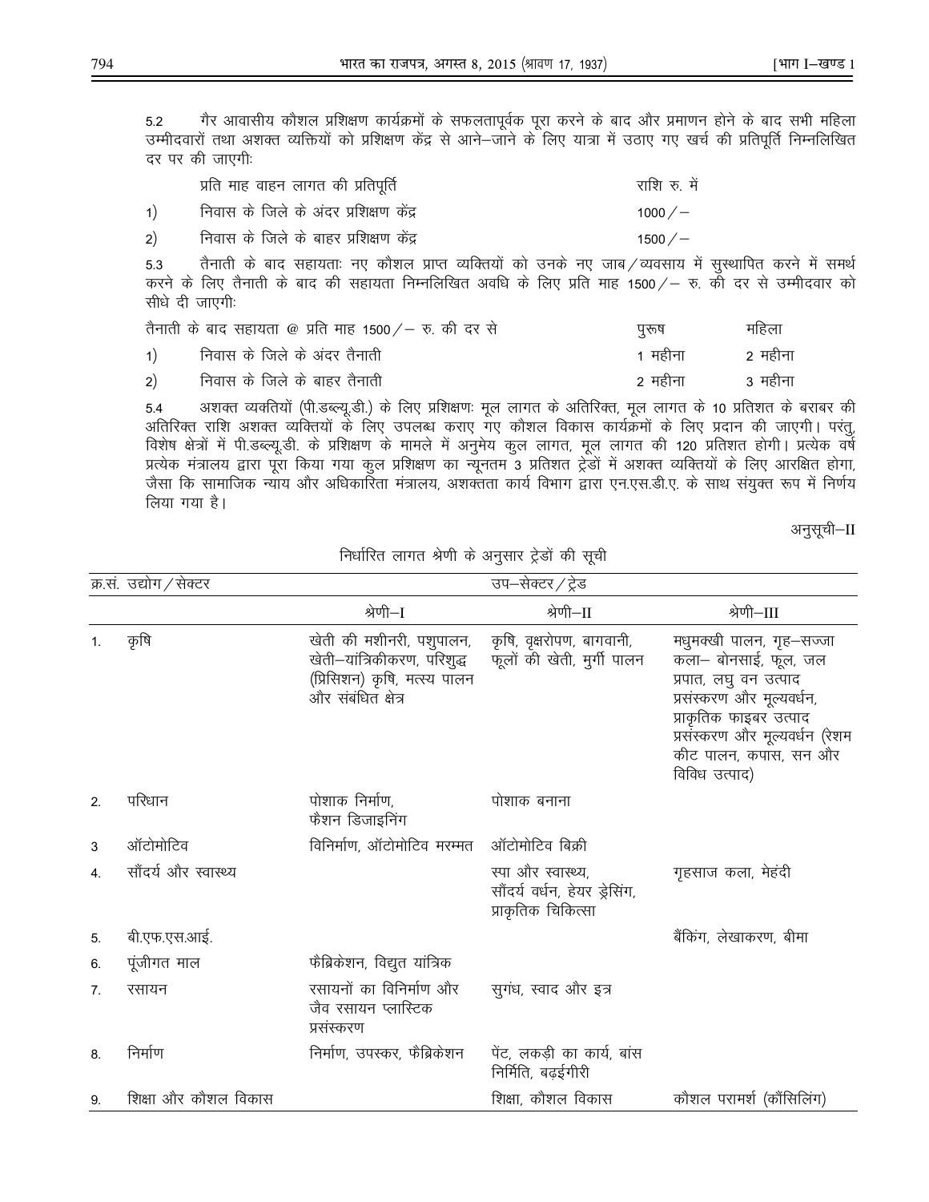5.2 गैर आवासीय कौशल प्रशिक्षण कार्यक्रमों के सफलतापूर्वक पूरा करने के बाद और प्रमाणन होने के बाद सभी महिला उम्मीदवारों तथा अशक्त व्यक्तियों को प्रशिक्षण केंद्र से आने–जाने के लिए यात्रा में उठाए गए खर्च की प्रतिपूर्ति निम्नलिखित दर पर की जाएगीः

| | प्रति माह वाहन लागत की प्रतिपूर्ति | राशि रु. में |
|---|---|---|
| 1) | निवास के जिले के अंदर प्रशिक्षण केंद्र | 1000/– |
| 2) | निवास के जिले के बाहर प्रशिक्षण केंद्र | 1500/– |

5.3 तैनाती के बाद सहायताः नए कौशल प्राप्त व्यक्तियों को उनके नए जाब/व्यवसाय में सुस्थापित करने में समर्थ करने के लिए तैनाती के बाद की सहायता निम्नलिखित अवधि के लिए प्रति माह 1500/– रु. की दर से उम्मीदवार को सीधे दी जाएगीः

| | तैनाती के बाद सहायता @ प्रति माह 1500/– रु. की दर से | पुरूष | महिला |
|---|---|---|---|
| 1) | निवास के जिले के अंदर तैनाती | 1 महीना | 2 महीना |
| 2) | निवास के जिले के बाहर तैनाती | 2 महीना | 3 महीना |

5.4 अशक्त व्यक्तियों (पी.डब्ल्यू.डी.) के लिए प्रशिक्षणः मूल लागत के अतिरिक्त, मूल लागत के 10 प्रतिशत के बराबर की अतिरिक्त राशि अशक्त व्यक्तियों के लिए उपलब्ध कराए गए कौशल विकास कार्यक्रमों के लिए प्रदान की जाएगी। परंतु, विशेष क्षेत्रों में पी.डब्ल्यू.डी. के प्रशिक्षण के मामले में अनुमेय कुल लागत, मूल लागत की 120 प्रतिशत होगी। प्रत्येक वर्ष प्रत्येक मंत्रालय द्वारा पूरा किया गया कुल प्रशिक्षण का न्यूनतम 3 प्रतिशत ट्रेडों में अशक्त व्यक्तियों के लिए आरक्षित होगा, जैसा कि सामाजिक न्याय और अधिकारिता मंत्रालय, अशक्तता कार्य विभाग द्वारा एन.एस.डी.ए. के साथ संयुक्त रूप में निर्णय लिया गया है।

अनुसूची–II

निर्धारित लागत श्रेणी के अनुसार ट्रेडों की सूची

| क्र.सं. | उद्योग/सेक्टर | उप–सेक्टर/ट्रेड | | |
|---|---|---|---|---|
| | | श्रेणी–I | श्रेणी–II | श्रेणी–III |
| 1. | कृषि | खेती की मशीनरी, पशुपालन, खेती–यांत्रिकीकरण, परिशुद्ध (प्रिसिशन) कृषि, मत्स्य पालन और संबंधित क्षेत्र | कृषि, वृक्षरोपण, बागवानी, फूलों की खेती, मुर्गी पालन | मधुमक्खी पालन, गृह–सज्जा कला– बोनसाई, फूल, जल प्रपात, लघु वन उत्पाद प्रसंस्करण और मूल्यवर्धन, प्राकृतिक फाइबर उत्पाद प्रसंस्करण और मूल्यवर्धन (रेशम कीट पालन, कपास, सन और विविध उत्पाद) |
| 2. | परिधान | पोशाक निर्माण, फैशन डिजाइनिंग | पोशाक बनाना | |
| 3 | ऑटोमोटिव | विनिर्माण, ऑटोमोटिव मरम्मत | ऑटोमोटिव बिक्री | |
| 4. | सौंदर्य और स्वास्थ्य | | स्पा और स्वास्थ्य, सौंदर्य वर्धन, हेयर ड्रेसिंग, प्राकृतिक चिकित्सा | गृहसाज कला, मेहंदी |
| 5. | बी.एफ.एस.आई. | | | बैंकिंग, लेखाकरण, बीमा |
| 6. | पूंजीगत माल | फैब्रिकेशन, विद्युत यांत्रिक | | |
| 7. | रसायन | रसायनों का विनिर्माण और जैव रसायन प्लास्टिक प्रसंस्करण | सुगंध, स्वाद और इत्र | |
| 8. | निर्माण | निर्माण, उपस्कर, फैब्रिकेशन | पेंट, लकड़ी का कार्य, बांस निर्मिति, बढ़ईगीरी | |
| 9. | शिक्षा और कौशल विकास | | शिक्षा, कौशल विकास | कौशल परामर्श (कौंसिलिंग) |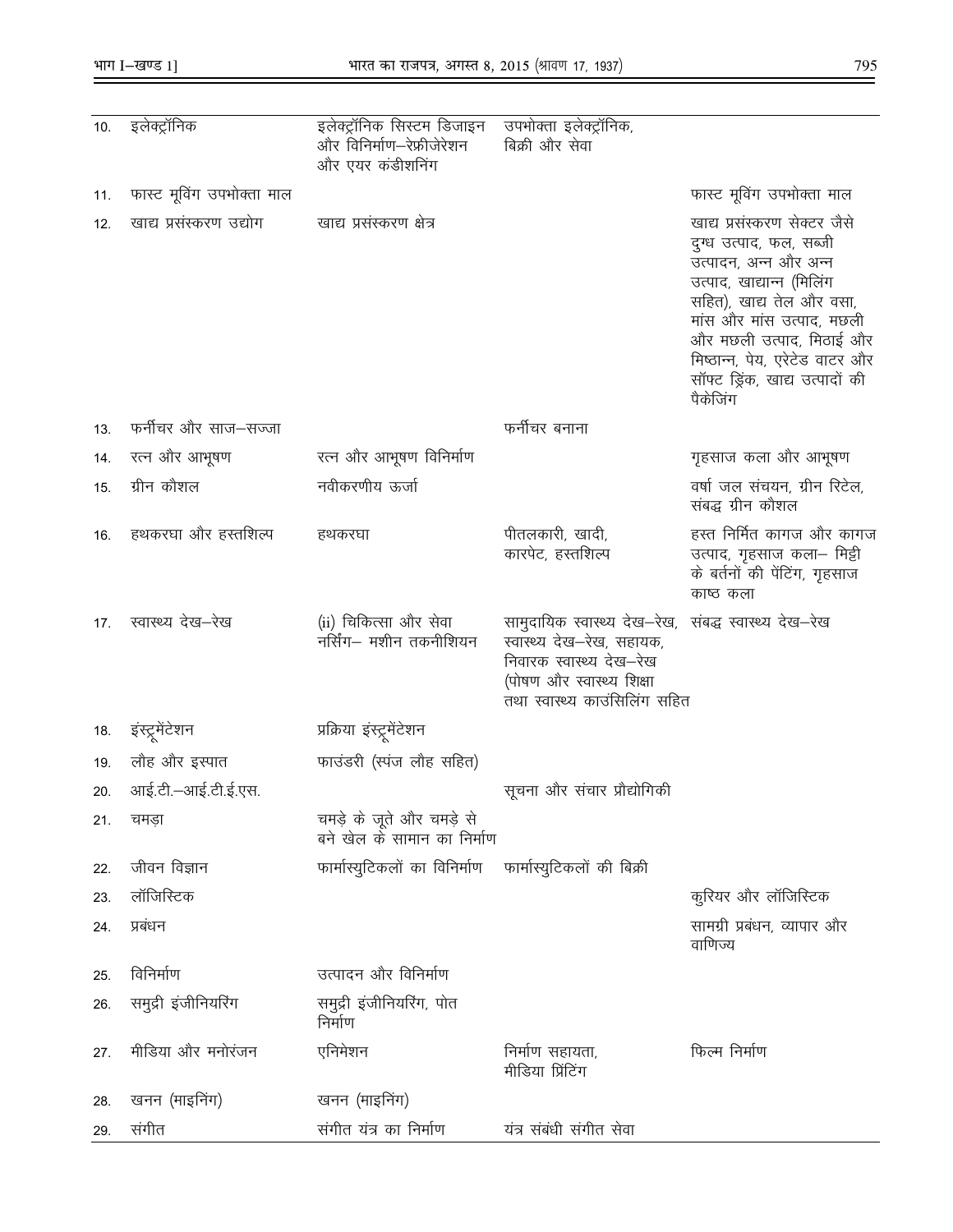| 10. | इलेक्ट्रॉनिक | इलेक्ट्रॉनिक सिस्टम डिजाइन और विनिर्माण–रेफ्रीजेरेशन और एयर कंडीशनिंग | उपभोक्ता इलेक्ट्रॉनिक, बिक्री और सेवा | |
|---|---|---|---|---|
| 11. | फास्ट मूविंग उपभोक्ता माल | | | फास्ट मूविंग उपभोक्ता माल |
| 12. | खाद्य प्रसंस्करण उद्योग | खाद्य प्रसंस्करण क्षेत्र | | खाद्य प्रसंस्करण सेक्टर जैसे दुग्ध उत्पाद, फल, सब्जी उत्पादन, अन्न और अन्न उत्पाद, खाद्यान्न (मिलिंग सहित), खाद्य तेल और वसा, मांस और मांस उत्पाद, मछली और मछली उत्पाद, मिठाई और मिष्ठान्न, पेय, एरेटेड वाटर और सॉफ्ट ड्रिंक, खाद्य उत्पादों की पैकेजिंग |
| 13. | फर्नीचर और साज–सज्जा | | फर्नीचर बनाना | |
| 14. | रत्न और आभूषण | रत्न और आभूषण विनिर्माण | | गृहसाज कला और आभूषण |
| 15. | ग्रीन कौशल | नवीकरणीय ऊर्जा | | वर्षा जल संचयन, ग्रीन रिटेल, संबद्ध ग्रीन कौशल |
| 16. | हथकरघा और हस्तशिल्प | हथकरघा | पीतलकारी, खादी, कारपेट, हस्तशिल्प | हस्त निर्मित कागज और कागज उत्पाद, गृहसाज कला– मिट्टी के बर्तनों की पेंटिंग, गृहसाज काष्ठ कला |
| 17. | स्वास्थ्य देख–रेख | (ii) चिकित्सा और सेवा नर्सिंग– मशीन तकनीशियन | सामुदायिक स्वास्थ्य देख–रेख, स्वास्थ्य देख–रेख, सहायक, निवारक स्वास्थ्य देख–रेख (पोषण और स्वास्थ्य शिक्षा तथा स्वास्थ्य काउंसिलिंग सहित | संबद्ध स्वास्थ्य देख–रेख |
| 18. | इंस्ट्रूमेंटेशन | प्रक्रिया इंस्ट्रूमेंटेशन | | |
| 19. | लौह और इस्पात | फाउंडरी (स्पंज लौह सहित) | | |
| 20. | आई.टी.–आई.टी.ई.एस. | | सूचना और संचार प्रौद्योगिकी | |
| 21. | चमड़ा | चमड़े के जूते और चमड़े से बने खेल के सामान का निर्माण | | |
| 22. | जीवन विज्ञान | फार्मास्युटिकलों का विनिर्माण | फार्मास्युटिकलों की बिक्री | |
| 23. | लॉजिस्टिक | | | कुरियर और लॉजिस्टिक |
| 24. | प्रबंधन | | | सामग्री प्रबंधन, व्यापार और वाणिज्य |
| 25. | विनिर्माण | उत्पादन और विनिर्माण | | |
| 26. | समुद्री इंजीनियरिंग | समुद्री इंजीनियरिंग, पोत निर्माण | | |
| 27. | मीडिया और मनोरंजन | एनिमेशन | निर्माण सहायता, मीडिया प्रिंटिंग | फिल्म निर्माण |
| 28. | खनन (माइनिंग) | खनन (माइनिंग) | | |
| 29. | संगीत | संगीत यंत्र का निर्माण | यंत्र संबंधी संगीत सेवा | |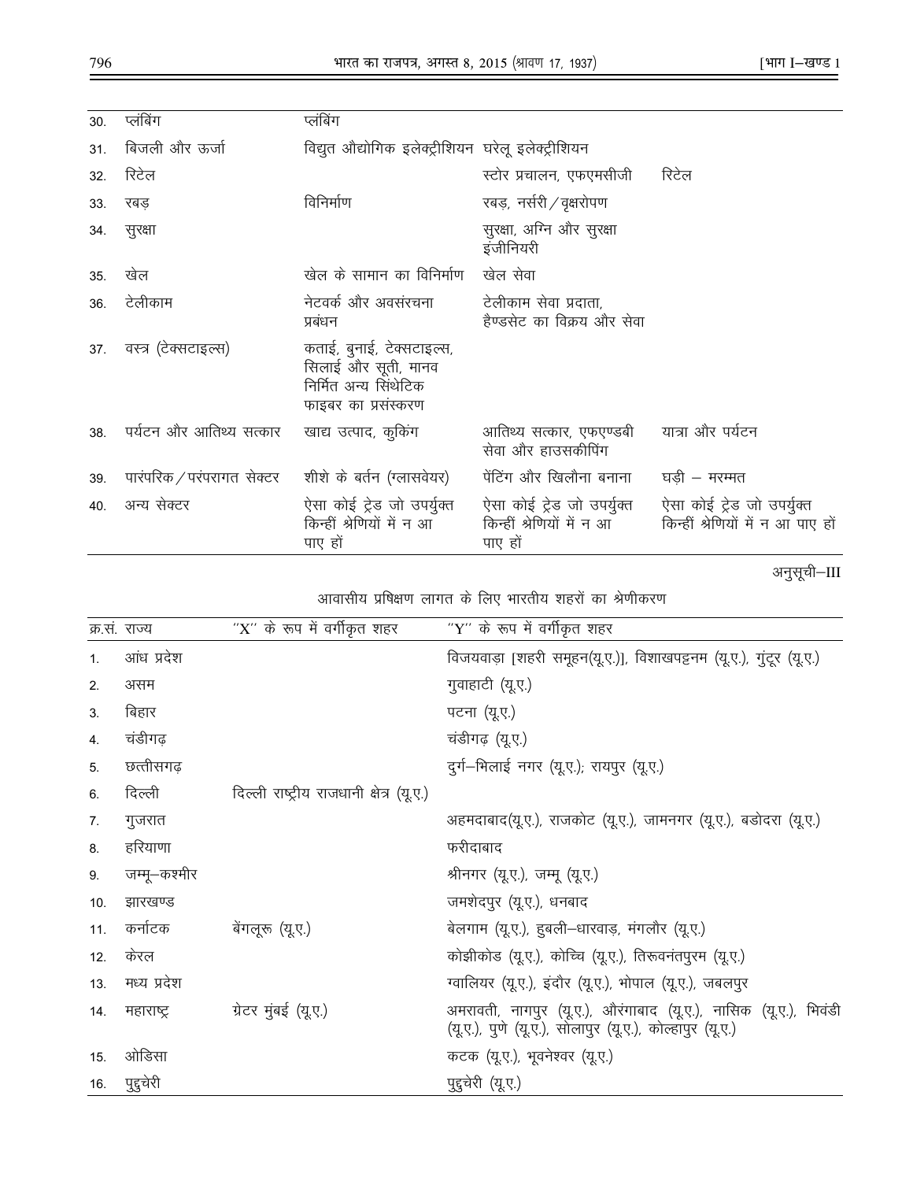| | | | | |
|---|---|---|---|---|
| 30. | प्लंबिंग | प्लंबिंग | | |
| 31. | बिजली और ऊर्जा | विद्युत औद्योगिक इलेक्ट्रीशियन | घरेलू इलेक्ट्रीशियन | |
| 32. | रिटेल | | स्टोर प्रचालन, एफएमसीजी | रिटेल |
| 33. | रबड़ | विनिर्माण | रबड़, नर्सरी/वृक्षरोपण | |
| 34. | सुरक्षा | | सुरक्षा, अग्नि और सुरक्षा इंजीनियरी | |
| 35. | खेल | खेल के सामान का विनिर्माण | खेल सेवा | |
| 36. | टेलीकाम | नेटवर्क और अवसंरचना प्रबंधन | टेलीकाम सेवा प्रदाता, हैण्डसेट का विक्रय और सेवा | |
| 37. | वस्त्र (टेक्सटाइल्स) | कताई, बुनाई, टेक्सटाइल्स, सिलाई और सूती, मानव निर्मित अन्य सिंथेटिक फाइबर का प्रसंस्करण | | |
| 38. | पर्यटन और आतिथ्य सत्कार | खाद्य उत्पाद, कुकिंग | आतिथ्य सत्कार, एफएण्डबी सेवा और हाउसकीपिंग | यात्रा और पर्यटन |
| 39. | पारंपरिक/परंपरागत सेक्टर | शीशे के बर्तन (ग्लासवेयर) | पेंटिंग और खिलौना बनाना | घड़ी – मरम्मत |
| 40. | अन्य सेक्टर | ऐसा कोई ट्रेड जो उपर्युक्त किन्हीं श्रेणियों में न आ पाए हों | ऐसा कोई ट्रेड जो उपर्युक्त किन्हीं श्रेणियों में न आ पाए हों | ऐसा कोई ट्रेड जो उपर्युक्त किन्हीं श्रेणियों में न आ पाए हों |

अनुसूची–III

## आवासीय प्रशिक्षण लागत के लिए भारतीय शहरों का श्रेणीकरण

| क्र.सं. | राज्य | "X" के रूप में वर्गीकृत शहर | "Y" के रूप में वर्गीकृत शहर |
|---|---|---|---|
| 1. | आंध्र प्रदेश | | विजयवाड़ा [शहरी समूहन(यू.ए.)], विशाखपट्टनम (यू.ए.), गुंटूर (यू.ए.) |
| 2. | असम | | गुवाहाटी (यू.ए.) |
| 3. | बिहार | | पटना (यू.ए.) |
| 4. | चंडीगढ़ | | चंडीगढ़ (यू.ए.) |
| 5. | छत्तीसगढ़ | | दुर्ग–भिलाई नगर (यू.ए.); रायपुर (यू.ए.) |
| 6. | दिल्ली | दिल्ली राष्ट्रीय राजधानी क्षेत्र (यू.ए.) | |
| 7. | गुजरात | | अहमदाबाद(यू.ए.), राजकोट (यू.ए.), जामनगर (यू.ए.), बडोदरा (यू.ए.) |
| 8. | हरियाणा | | फरीदाबाद |
| 9. | जम्मू–कश्मीर | | श्रीनगर (यू.ए.), जम्मू (यू.ए.) |
| 10. | झारखण्ड | | जमशेदपुर (यू.ए.), धनबाद |
| 11. | कर्नाटक | बेंगलूरू (यू.ए.) | बेलगाम (यू.ए.), हुबली–धारवाड़, मंगलौर (यू.ए.) |
| 12. | केरल | | कोझीकोड (यू.ए.), कोच्चि (यू.ए.), तिरूवनंतपुरम (यू.ए.) |
| 13. | मध्य प्रदेश | | ग्वालियर (यू.ए.), इंदौर (यू.ए.), भोपाल (यू.ए.), जबलपुर |
| 14. | महाराष्ट्र | ग्रेटर मुंबई (यू.ए.) | अमरावती, नागपुर (यू.ए.), औरंगाबाद (यू.ए.), नासिक (यू.ए.), भिवंडी (यू.ए.), पुणे (यू.ए.), सोलापुर (यू.ए.), कोल्हापुर (यू.ए.) |
| 15. | ओडिसा | | कटक (यू.ए.), भूवनेश्वर (यू.ए.) |
| 16. | पुद्दुचेरी | | पुद्दुचेरी (यू.ए.) |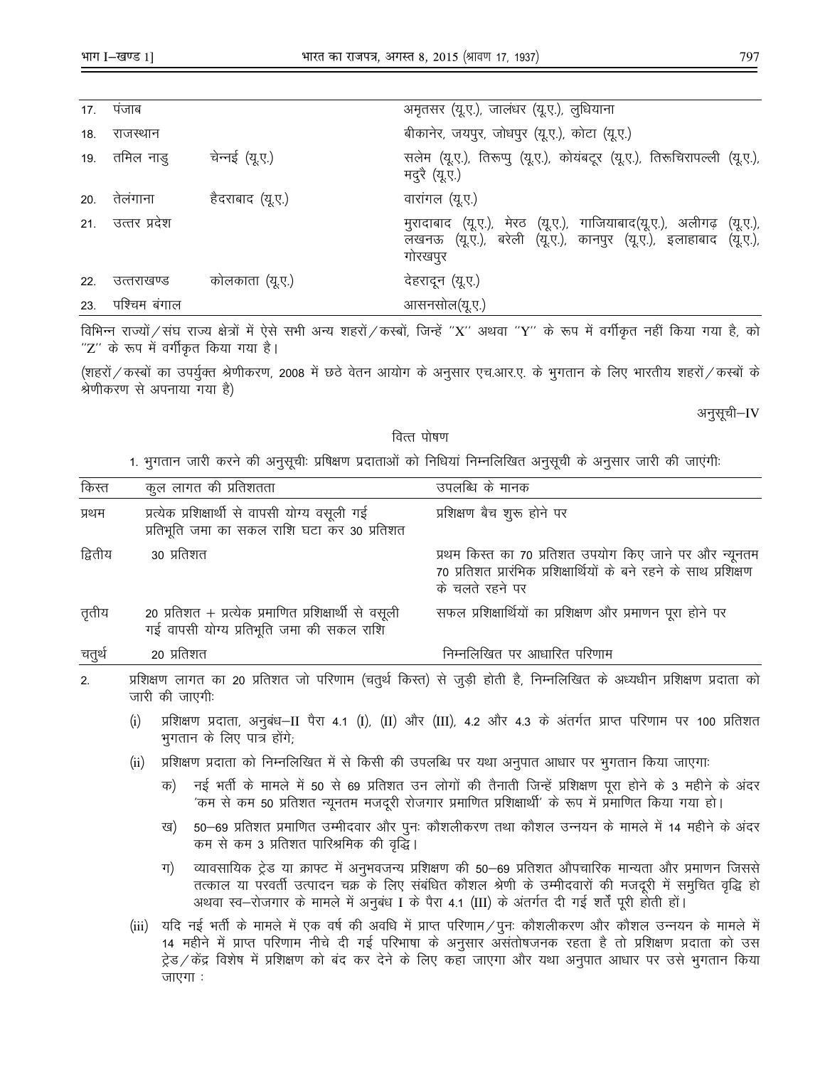| | | | |
|---|---|---|---|
| 17. | पंजाब | | अमृतसर (यू.ए.), जालंधर (यू.ए.), लुधियाना |
| 18. | राजस्थान | | बीकानेर, जयपुर, जोधपुर (यू.ए.), कोटा (यू.ए.) |
| 19. | तमिल नाडु | चेन्नई (यू.ए.) | सलेम (यू.ए.), तिरूप्पु (यू.ए.), कोयंबटूर (यू.ए.), तिरूचिरापल्ली (यू.ए.), मदुरै (यू.ए.) |
| 20. | तेलंगाना | हैदराबाद (यू.ए.) | वारांगल (यू.ए.) |
| 21. | उत्तर प्रदेश | | मुरादाबाद (यू.ए.), मेरठ (यू.ए.), गाजियाबाद(यू.ए.), अलीगढ़ (यू.ए.), लखनऊ (यू.ए.), बरेली (यू.ए.), कानपुर (यू.ए.), इलाहाबाद (यू.ए.), गोरखपुर |
| 22. | उत्तराखण्ड | कोलकाता (यू.ए.) | देहरादून (यू.ए.) |
| 23. | पश्चिम बंगाल | | आसनसोल(यू.ए.) |

विभिन्न राज्यों/संघ राज्य क्षेत्रों में ऐसे सभी अन्य शहरों/कस्बों, जिन्हें "X" अथवा "Y" के रूप में वर्गीकृत नहीं किया गया है, को "Z" के रूप में वर्गीकृत किया गया है।

(शहरों/कस्बों का उपर्युक्त श्रेणीकरण, 2008 में छठे वेतन आयोग के अनुसार एच.आर.ए. के भुगतान के लिए भारतीय शहरों/कस्बों के श्रेणीकरण से अपनाया गया है)

अनुसूची–IV

## वित्त पोषण

1. भुगतान जारी करने की अनुसूचीः प्रषिक्षण प्रदाताओं को निधियां निम्नलिखित अनुसूची के अनुसार जारी की जाएंगीः

| किस्त | कुल लागत की प्रतिशतता | उपलब्धि के मानक |
|---|---|---|
| प्रथम | प्रत्येक प्रशिक्षार्थी से वापसी योग्य वसूली गई प्रतिभूति जमा का सकल राशि घटा कर 30 प्रतिशत | प्रशिक्षण बैच शुरू होने पर |
| द्वितीय | 30 प्रतिशत | प्रथम किस्त का 70 प्रतिशत उपयोग किए जाने पर और न्यूनतम 70 प्रतिशत प्रारंभिक प्रशिक्षार्थियों के बने रहने के साथ प्रशिक्षण के चलते रहने पर |
| तृतीय | 20 प्रतिशत + प्रत्येक प्रमाणित प्रशिक्षार्थी से वसूली गई वापसी योग्य प्रतिभूति जमा की सकल राशि | सफल प्रशिक्षार्थियों का प्रशिक्षण और प्रमाणन पूरा होने पर |
| चतुर्थ | 20 प्रतिशत | निम्नलिखित पर आधारित परिणाम |

2. प्रशिक्षण लागत का 20 प्रतिशत जो परिणाम (चतुर्थ किस्त) से जुड़ी होती है, निम्नलिखित के अध्यधीन प्रशिक्षण प्रदाता को जारी की जाएगीः

   (i) प्रशिक्षण प्रदाता, अनुबंध–II पैरा 4.1 (I), (II) और (III), 4.2 और 4.3 के अंतर्गत प्राप्त परिणाम पर 100 प्रतिशत भुगतान के लिए पात्र होंगे;

   (ii) प्रशिक्षण प्रदाता को निम्नलिखित में से किसी की उपलब्धि पर यथा अनुपात आधार पर भुगतान किया जाएगाः

   क) नई भर्ती के मामले में 50 से 69 प्रतिशत उन लोगों की तैनाती जिन्हें प्रशिक्षण पूरा होने के 3 महीने के अंदर 'कम से कम 50 प्रतिशत न्यूनतम मजदूरी रोजगार प्रमाणित प्रशिक्षार्थी' के रूप में प्रमाणित किया गया हो।

   ख) 50–69 प्रतिशत प्रमाणित उम्मीदवार और पुनः कौशलीकरण तथा कौशल उन्नयन के मामले में 14 महीने के अंदर कम से कम 3 प्रतिशत पारिश्रमिक की वृद्धि।

   ग) व्यावसायिक ट्रेड या क्राफ्ट में अनुभवजन्य प्रशिक्षण की 50–69 प्रतिशत औपचारिक मान्यता और प्रमाणन जिससे तत्काल या परवर्ती उत्पादन चक्र के लिए संबंधित कौशल श्रेणी के उम्मीदवारों की मजदूरी में समुचित वृद्धि हो अथवा स्व–रोजगार के मामले में अनुबंध I के पैरा 4.1 (III) के अंतर्गत दी गई शर्तें पूरी होती हों।

   (iii) यदि नई भर्ती के मामले में एक वर्ष की अवधि में प्राप्त परिणाम/पुनः कौशलीकरण और कौशल उन्नयन के मामले में 14 महीने में प्राप्त परिणाम नीचे दी गई परिभाषा के अनुसार असंतोषजनक रहता है तो प्रशिक्षण प्रदाता को उस ट्रेड/केंद्र विशेष में प्रशिक्षण को बंद कर देने के लिए कहा जाएगा और यथा अनुपात आधार पर उसे भुगतान किया जाएगा :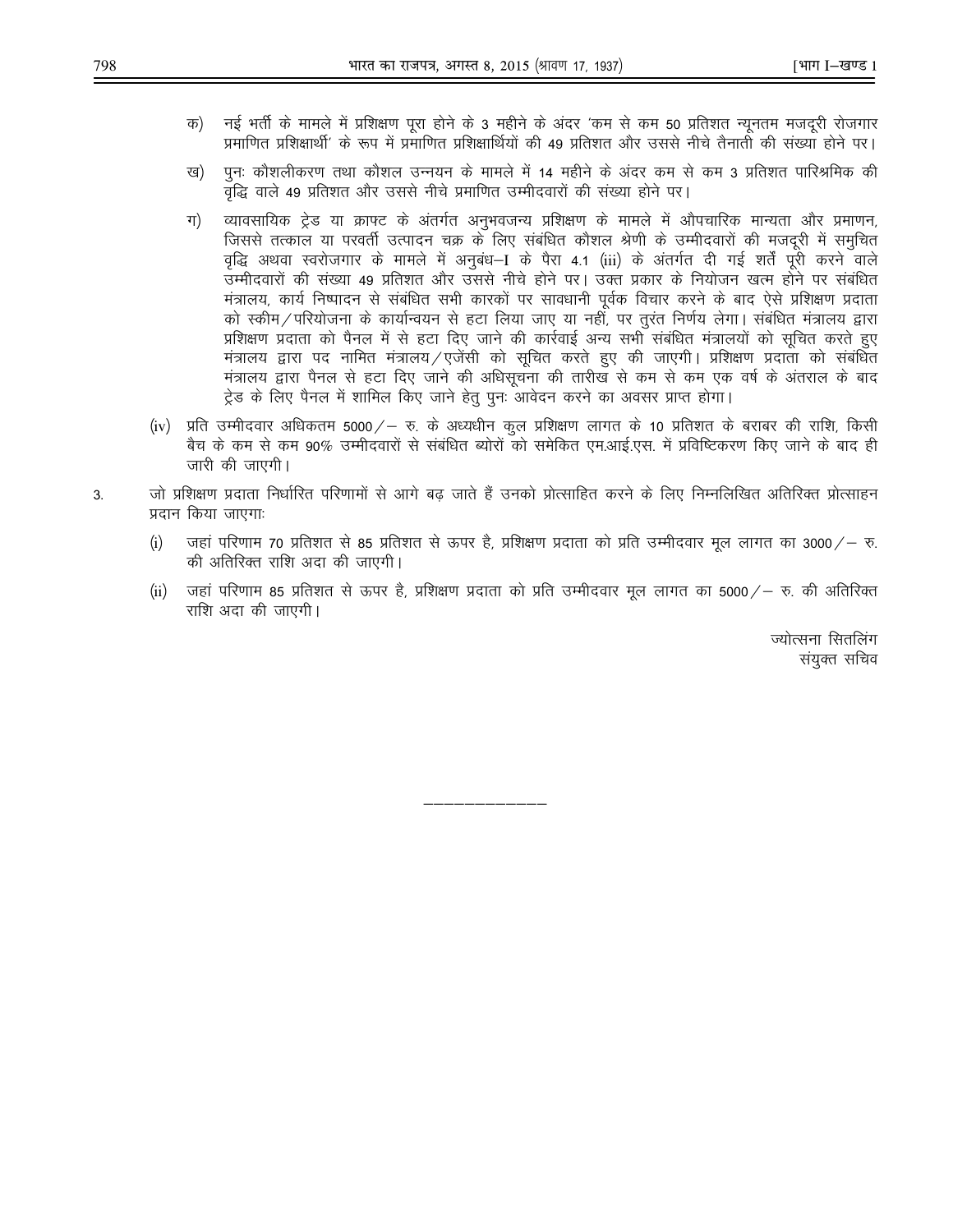क) नई भर्ती के मामले में प्रशिक्षण पूरा होने के 3 महीने के अंदर 'कम से कम 50 प्रतिशत न्यूनतम मजदूरी रोजगार प्रमाणित प्रशिक्षार्थी' के रूप में प्रमाणित प्रशिक्षार्थियों की 49 प्रतिशत और उससे नीचे तैनाती की संख्या होने पर।

ख) पुनः कौशलीकरण तथा कौशल उन्नयन के मामले में 14 महीने के अंदर कम से कम 3 प्रतिशत पारिश्रमिक की वृद्धि वाले 49 प्रतिशत और उससे नीचे प्रमाणित उम्मीदवारों की संख्या होने पर।

ग) व्यावसायिक ट्रेड या क्राफ्ट के अंतर्गत अनुभवजन्य प्रशिक्षण के मामले में औपचारिक मान्यता और प्रमाणन, जिससे तत्काल या परवर्ती उत्पादन चक्र के लिए संबंधित कौशल श्रेणी के उम्मीदवारों की मजदूरी में समुचित वृद्धि अथवा स्वरोजगार के मामले में अनुबंध–I के पैरा 4.1 (iii) के अंतर्गत दी गई शर्तें पूरी करने वाले उम्मीदवारों की संख्या 49 प्रतिशत और उससे नीचे होने पर। उक्त प्रकार के नियोजन खत्म होने पर संबंधित मंत्रालय, कार्य निष्पादन से संबंधित सभी कारकों पर सावधानी पूर्वक विचार करने के बाद ऐसे प्रशिक्षण प्रदाता को स्कीम/परियोजना के कार्यान्वयन से हटा लिया जाए या नहीं, पर तुरंत निर्णय लेगा। संबंधित मंत्रालय द्वारा प्रशिक्षण प्रदाता को पैनल में से हटा दिए जाने की कार्रवाई अन्य सभी संबंधित मंत्रालयों को सूचित करते हुए मंत्रालय द्वारा पद नामित मंत्रालय/एजेंसी को सूचित करते हुए की जाएगी। प्रशिक्षण प्रदाता को संबंधित मंत्रालय द्वारा पैनल से हटा दिए जाने की अधिसूचना की तारीख से कम से कम एक वर्ष के अंतराल के बाद ट्रेड के लिए पैनल में शामिल किए जाने हेतु पुनः आवेदन करने का अवसर प्राप्त होगा।

(iv) प्रति उम्मीदवार अधिकतम 5000/– रु. के अध्यधीन कुल प्रशिक्षण लागत के 10 प्रतिशत के बराबर की राशि, किसी बैच के कम से कम 90% उम्मीदवारों से संबंधित ब्योरों को समेकित एम.आई.एस. में प्रविष्टिकरण किए जाने के बाद ही जारी की जाएगी।

3. जो प्रशिक्षण प्रदाता निर्धारित परिणामों से आगे बढ़ जाते हैं उनको प्रोत्साहित करने के लिए निम्नलिखित अतिरिक्त प्रोत्साहन प्रदान किया जाएगाः

(i) जहां परिणाम 70 प्रतिशत से 85 प्रतिशत से ऊपर है, प्रशिक्षण प्रदाता को प्रति उम्मीदवार मूल लागत का 3000/– रु. की अतिरिक्त राशि अदा की जाएगी।

(ii) जहां परिणाम 85 प्रतिशत से ऊपर है, प्रशिक्षण प्रदाता को प्रति उम्मीदवार मूल लागत का 5000/– रु. की अतिरिक्त राशि अदा की जाएगी।

ज्योत्सना सितलिंग
संयुक्त सचिव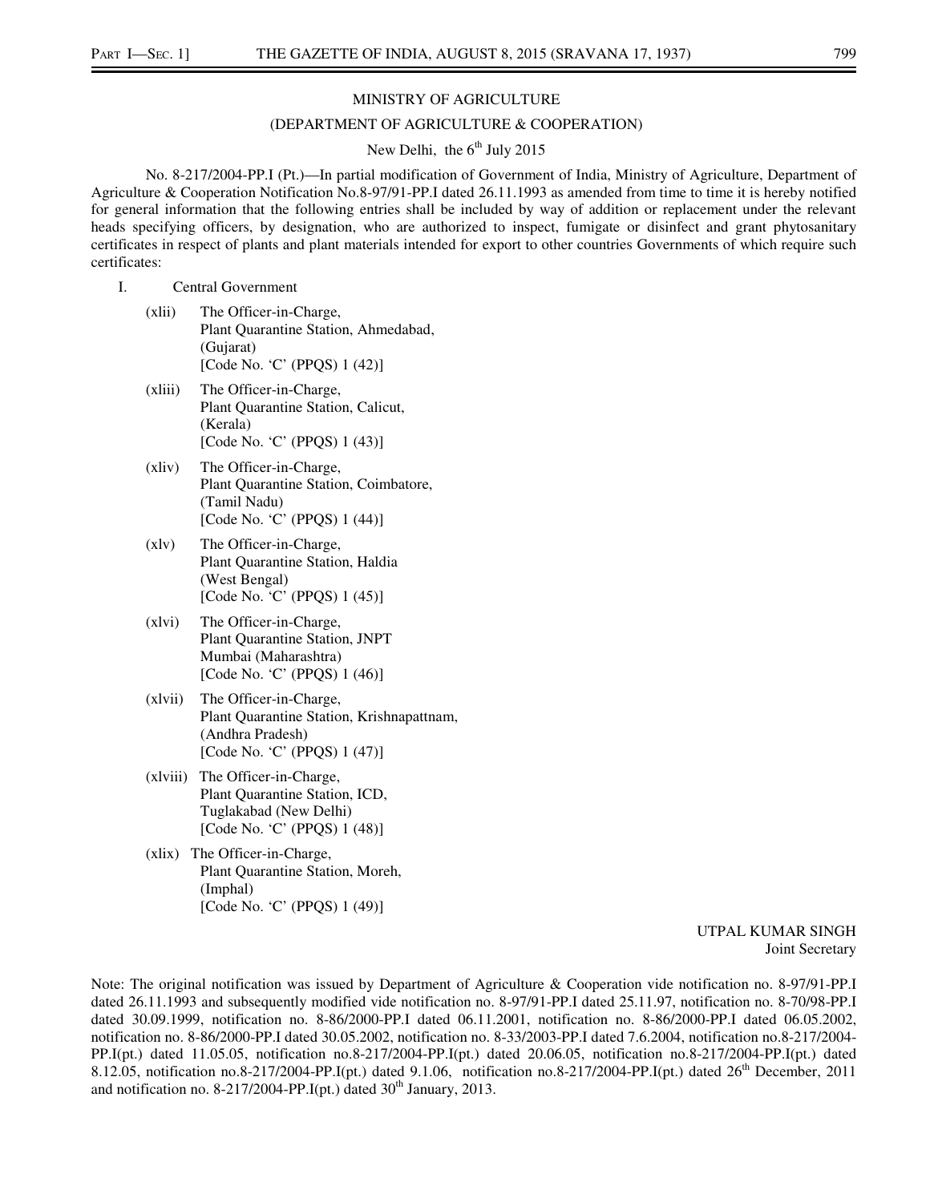MINISTRY OF AGRICULTURE

(DEPARTMENT OF AGRICULTURE & COOPERATION)

New Delhi, the 6th July 2015

No. 8-217/2004-PP.I (Pt.)—In partial modification of Government of India, Ministry of Agriculture, Department of Agriculture & Cooperation Notification No.8-97/91-PP.I dated 26.11.1993 as amended from time to time it is hereby notified for general information that the following entries shall be included by way of addition or replacement under the relevant heads specifying officers, by designation, who are authorized to inspect, fumigate or disinfect and grant phytosanitary certificates in respect of plants and plant materials intended for export to other countries Governments of which require such certificates:

I. Central Government

(xlii) The Officer-in-Charge,
Plant Quarantine Station, Ahmedabad,
(Gujarat)
[Code No. 'C' (PPQS) 1 (42)]

(xliii) The Officer-in-Charge,
Plant Quarantine Station, Calicut,
(Kerala)
[Code No. 'C' (PPQS) 1 (43)]

(xliv) The Officer-in-Charge,
Plant Quarantine Station, Coimbatore,
(Tamil Nadu)
[Code No. 'C' (PPQS) 1 (44)]

(xlv) The Officer-in-Charge,
Plant Quarantine Station, Haldia
(West Bengal)
[Code No. 'C' (PPQS) 1 (45)]

(xlvi) The Officer-in-Charge,
Plant Quarantine Station, JNPT
Mumbai (Maharashtra)
[Code No. 'C' (PPQS) 1 (46)]

(xlvii) The Officer-in-Charge,
Plant Quarantine Station, Krishnapattnam,
(Andhra Pradesh)
[Code No. 'C' (PPQS) 1 (47)]

(xlviii) The Officer-in-Charge,
Plant Quarantine Station, ICD,
Tuglakabad (New Delhi)
[Code No. 'C' (PPQS) 1 (48)]

(xlix) The Officer-in-Charge,
Plant Quarantine Station, Moreh,
(Imphal)
[Code No. 'C' (PPQS) 1 (49)]

UTPAL KUMAR SINGH
Joint Secretary

Note: The original notification was issued by Department of Agriculture & Cooperation vide notification no. 8-97/91-PP.I dated 26.11.1993 and subsequently modified vide notification no. 8-97/91-PP.I dated 25.11.97, notification no. 8-70/98-PP.I dated 30.09.1999, notification no. 8-86/2000-PP.I dated 06.11.2001, notification no. 8-86/2000-PP.I dated 06.05.2002, notification no. 8-86/2000-PP.I dated 30.05.2002, notification no. 8-33/2003-PP.I dated 7.6.2004, notification no.8-217/2004-PP.I(pt.) dated 11.05.05, notification no.8-217/2004-PP.I(pt.) dated 20.06.05, notification no.8-217/2004-PP.I(pt.) dated 8.12.05, notification no.8-217/2004-PP.I(pt.) dated 9.1.06, notification no.8-217/2004-PP.I(pt.) dated 26th December, 2011 and notification no. 8-217/2004-PP.I(pt.) dated 30th January, 2013.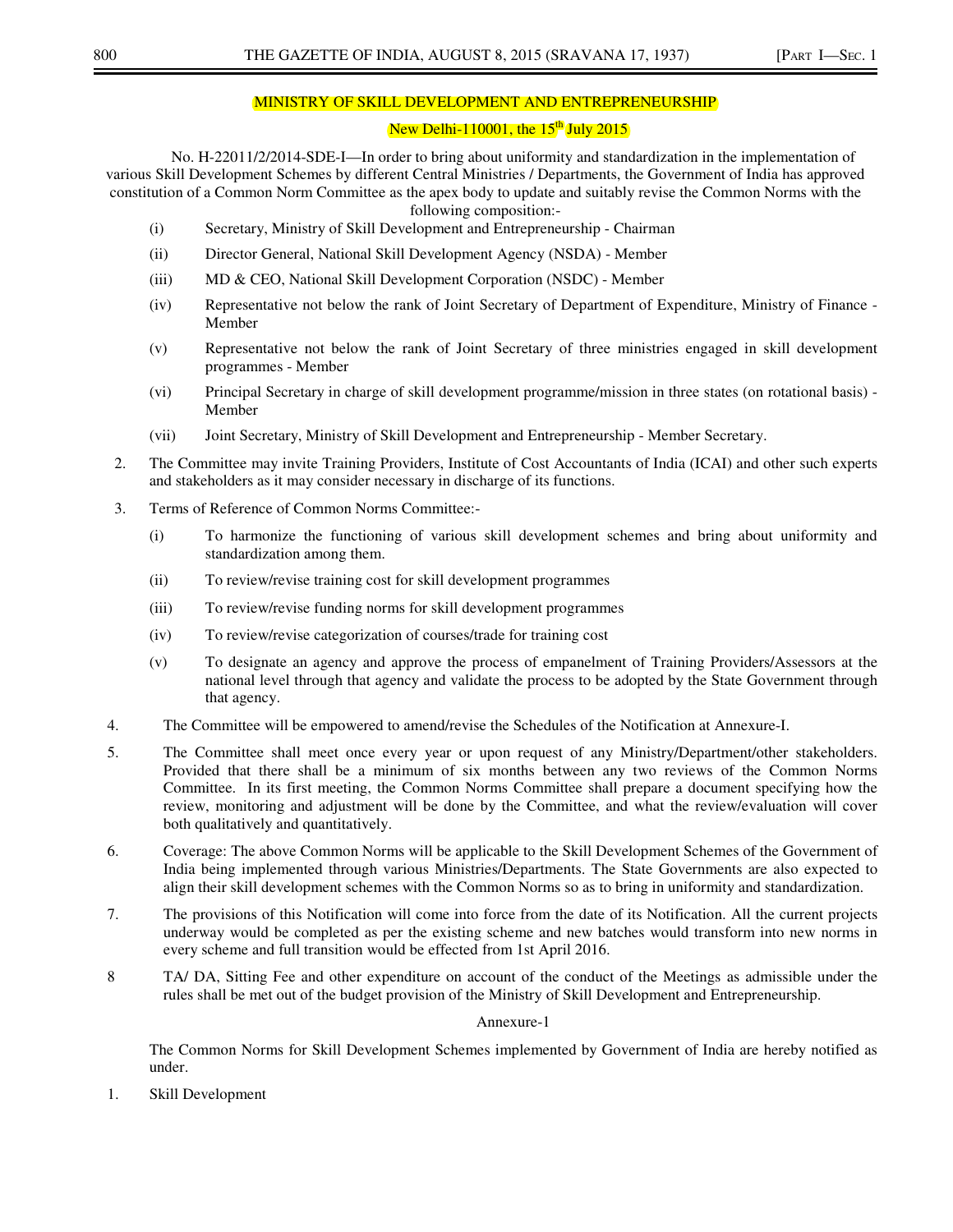## MINISTRY OF SKILL DEVELOPMENT AND ENTREPRENEURSHIP

New Delhi-110001, the 15th July 2015

No. H-22011/2/2014-SDE-I—In order to bring about uniformity and standardization in the implementation of various Skill Development Schemes by different Central Ministries / Departments, the Government of India has approved constitution of a Common Norm Committee as the apex body to update and suitably revise the Common Norms with the following composition:-

(i) Secretary, Ministry of Skill Development and Entrepreneurship - Chairman

(ii) Director General, National Skill Development Agency (NSDA) - Member

(iii) MD & CEO, National Skill Development Corporation (NSDC) - Member

(iv) Representative not below the rank of Joint Secretary of Department of Expenditure, Ministry of Finance - Member

(v) Representative not below the rank of Joint Secretary of three ministries engaged in skill development programmes - Member

(vi) Principal Secretary in charge of skill development programme/mission in three states (on rotational basis) - Member

(vii) Joint Secretary, Ministry of Skill Development and Entrepreneurship - Member Secretary.

2. The Committee may invite Training Providers, Institute of Cost Accountants of India (ICAI) and other such experts and stakeholders as it may consider necessary in discharge of its functions.

3. Terms of Reference of Common Norms Committee:-

(i) To harmonize the functioning of various skill development schemes and bring about uniformity and standardization among them.

(ii) To review/revise training cost for skill development programmes

(iii) To review/revise funding norms for skill development programmes

(iv) To review/revise categorization of courses/trade for training cost

(v) To designate an agency and approve the process of empanelment of Training Providers/Assessors at the national level through that agency and validate the process to be adopted by the State Government through that agency.

4. The Committee will be empowered to amend/revise the Schedules of the Notification at Annexure-I.

5. The Committee shall meet once every year or upon request of any Ministry/Department/other stakeholders. Provided that there shall be a minimum of six months between any two reviews of the Common Norms Committee. In its first meeting, the Common Norms Committee shall prepare a document specifying how the review, monitoring and adjustment will be done by the Committee, and what the review/evaluation will cover both qualitatively and quantitatively.

6. Coverage: The above Common Norms will be applicable to the Skill Development Schemes of the Government of India being implemented through various Ministries/Departments. The State Governments are also expected to align their skill development schemes with the Common Norms so as to bring in uniformity and standardization.

7. The provisions of this Notification will come into force from the date of its Notification. All the current projects underway would be completed as per the existing scheme and new batches would transform into new norms in every scheme and full transition would be effected from 1st April 2016.

8 TA/ DA, Sitting Fee and other expenditure on account of the conduct of the Meetings as admissible under the rules shall be met out of the budget provision of the Ministry of Skill Development and Entrepreneurship.

### Annexure-1

The Common Norms for Skill Development Schemes implemented by Government of India are hereby notified as under.

1. Skill Development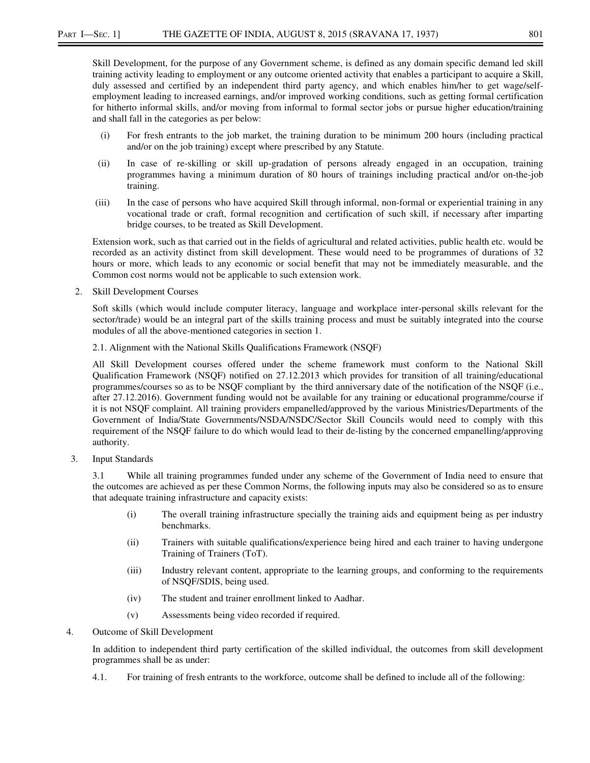Skill Development, for the purpose of any Government scheme, is defined as any domain specific demand led skill training activity leading to employment or any outcome oriented activity that enables a participant to acquire a Skill, duly assessed and certified by an independent third party agency, and which enables him/her to get wage/self-employment leading to increased earnings, and/or improved working conditions, such as getting formal certification for hitherto informal skills, and/or moving from informal to formal sector jobs or pursue higher education/training and shall fall in the categories as per below:

(i) For fresh entrants to the job market, the training duration to be minimum 200 hours (including practical and/or on the job training) except where prescribed by any Statute.

(ii) In case of re-skilling or skill up-gradation of persons already engaged in an occupation, training programmes having a minimum duration of 80 hours of trainings including practical and/or on-the-job training.

(iii) In the case of persons who have acquired Skill through informal, non-formal or experiential training in any vocational trade or craft, formal recognition and certification of such skill, if necessary after imparting bridge courses, to be treated as Skill Development.

Extension work, such as that carried out in the fields of agricultural and related activities, public health etc. would be recorded as an activity distinct from skill development. These would need to be programmes of durations of 32 hours or more, which leads to any economic or social benefit that may not be immediately measurable, and the Common cost norms would not be applicable to such extension work.

2. Skill Development Courses

Soft skills (which would include computer literacy, language and workplace inter-personal skills relevant for the sector/trade) would be an integral part of the skills training process and must be suitably integrated into the course modules of all the above-mentioned categories in section 1.

2.1. Alignment with the National Skills Qualifications Framework (NSQF)

All Skill Development courses offered under the scheme framework must conform to the National Skill Qualification Framework (NSQF) notified on 27.12.2013 which provides for transition of all training/educational programmes/courses so as to be NSQF compliant by the third anniversary date of the notification of the NSQF (i.e., after 27.12.2016). Government funding would not be available for any training or educational programme/course if it is not NSQF complaint. All training providers empanelled/approved by the various Ministries/Departments of the Government of India/State Governments/NSDA/NSDC/Sector Skill Councils would need to comply with this requirement of the NSQF failure to do which would lead to their de-listing by the concerned empanelling/approving authority.

3. Input Standards

3.1 While all training programmes funded under any scheme of the Government of India need to ensure that the outcomes are achieved as per these Common Norms, the following inputs may also be considered so as to ensure that adequate training infrastructure and capacity exists:

(i) The overall training infrastructure specially the training aids and equipment being as per industry benchmarks.

(ii) Trainers with suitable qualifications/experience being hired and each trainer to having undergone Training of Trainers (ToT).

(iii) Industry relevant content, appropriate to the learning groups, and conforming to the requirements of NSQF/SDIS, being used.

(iv) The student and trainer enrollment linked to Aadhar.

(v) Assessments being video recorded if required.

4. Outcome of Skill Development

In addition to independent third party certification of the skilled individual, the outcomes from skill development programmes shall be as under:

4.1. For training of fresh entrants to the workforce, outcome shall be defined to include all of the following: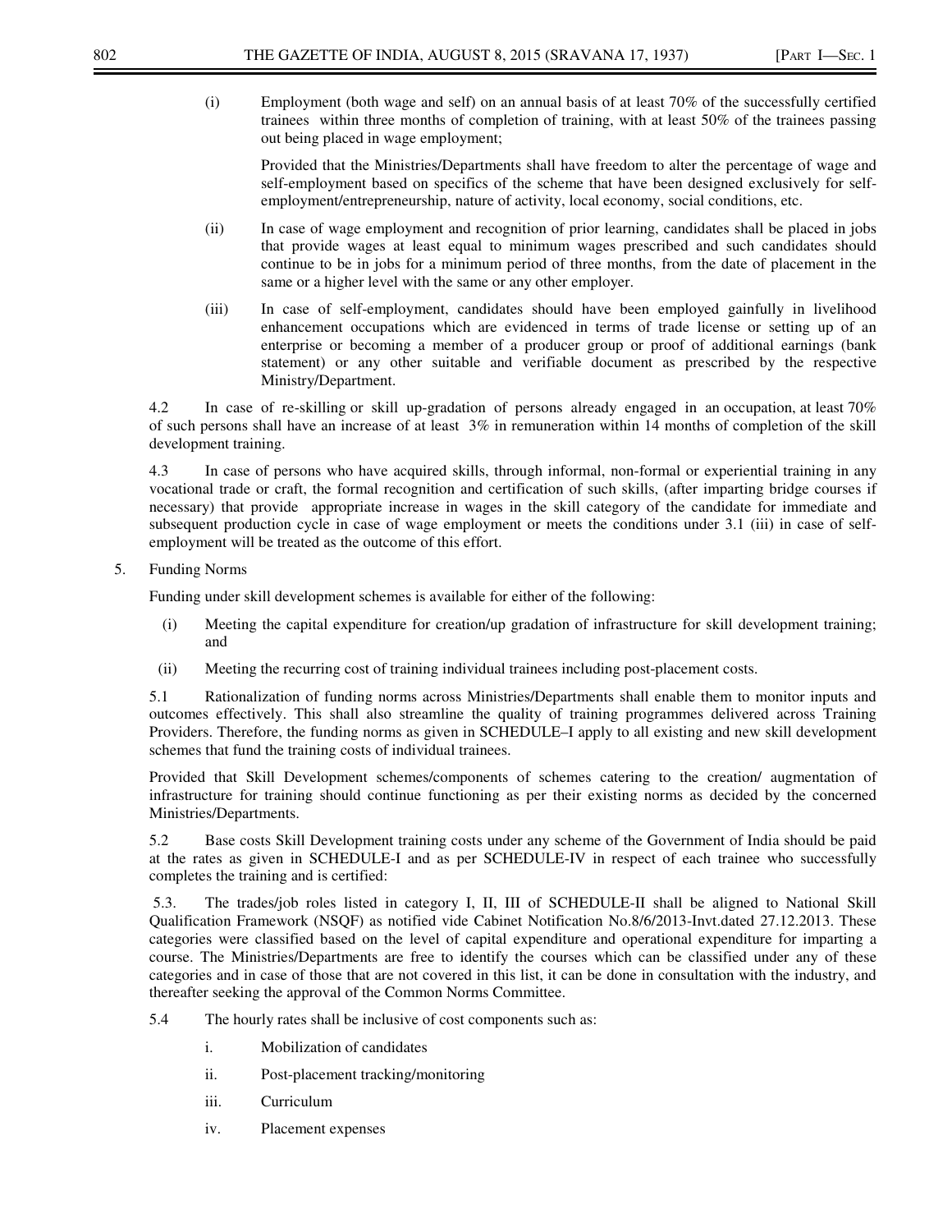(i) Employment (both wage and self) on an annual basis of at least 70% of the successfully certified trainees within three months of completion of training, with at least 50% of the trainees passing out being placed in wage employment;

Provided that the Ministries/Departments shall have freedom to alter the percentage of wage and self-employment based on specifics of the scheme that have been designed exclusively for self-employment/entrepreneurship, nature of activity, local economy, social conditions, etc.

(ii) In case of wage employment and recognition of prior learning, candidates shall be placed in jobs that provide wages at least equal to minimum wages prescribed and such candidates should continue to be in jobs for a minimum period of three months, from the date of placement in the same or a higher level with the same or any other employer.

(iii) In case of self-employment, candidates should have been employed gainfully in livelihood enhancement occupations which are evidenced in terms of trade license or setting up of an enterprise or becoming a member of a producer group or proof of additional earnings (bank statement) or any other suitable and verifiable document as prescribed by the respective Ministry/Department.

4.2 In case of re-skilling or skill up-gradation of persons already engaged in an occupation, at least 70% of such persons shall have an increase of at least 3% in remuneration within 14 months of completion of the skill development training.

4.3 In case of persons who have acquired skills, through informal, non-formal or experiential training in any vocational trade or craft, the formal recognition and certification of such skills, (after imparting bridge courses if necessary) that provide appropriate increase in wages in the skill category of the candidate for immediate and subsequent production cycle in case of wage employment or meets the conditions under 3.1 (iii) in case of self-employment will be treated as the outcome of this effort.

5. Funding Norms

Funding under skill development schemes is available for either of the following:

(i) Meeting the capital expenditure for creation/up gradation of infrastructure for skill development training; and

(ii) Meeting the recurring cost of training individual trainees including post-placement costs.

5.1 Rationalization of funding norms across Ministries/Departments shall enable them to monitor inputs and outcomes effectively. This shall also streamline the quality of training programmes delivered across Training Providers. Therefore, the funding norms as given in SCHEDULE–I apply to all existing and new skill development schemes that fund the training costs of individual trainees.

Provided that Skill Development schemes/components of schemes catering to the creation/ augmentation of infrastructure for training should continue functioning as per their existing norms as decided by the concerned Ministries/Departments.

5.2 Base costs Skill Development training costs under any scheme of the Government of India should be paid at the rates as given in SCHEDULE-I and as per SCHEDULE-IV in respect of each trainee who successfully completes the training and is certified:

5.3. The trades/job roles listed in category I, II, III of SCHEDULE-II shall be aligned to National Skill Qualification Framework (NSQF) as notified vide Cabinet Notification No.8/6/2013-Invt.dated 27.12.2013. These categories were classified based on the level of capital expenditure and operational expenditure for imparting a course. The Ministries/Departments are free to identify the courses which can be classified under any of these categories and in case of those that are not covered in this list, it can be done in consultation with the industry, and thereafter seeking the approval of the Common Norms Committee.

5.4 The hourly rates shall be inclusive of cost components such as:

i. Mobilization of candidates

ii. Post-placement tracking/monitoring

iii. Curriculum

iv. Placement expenses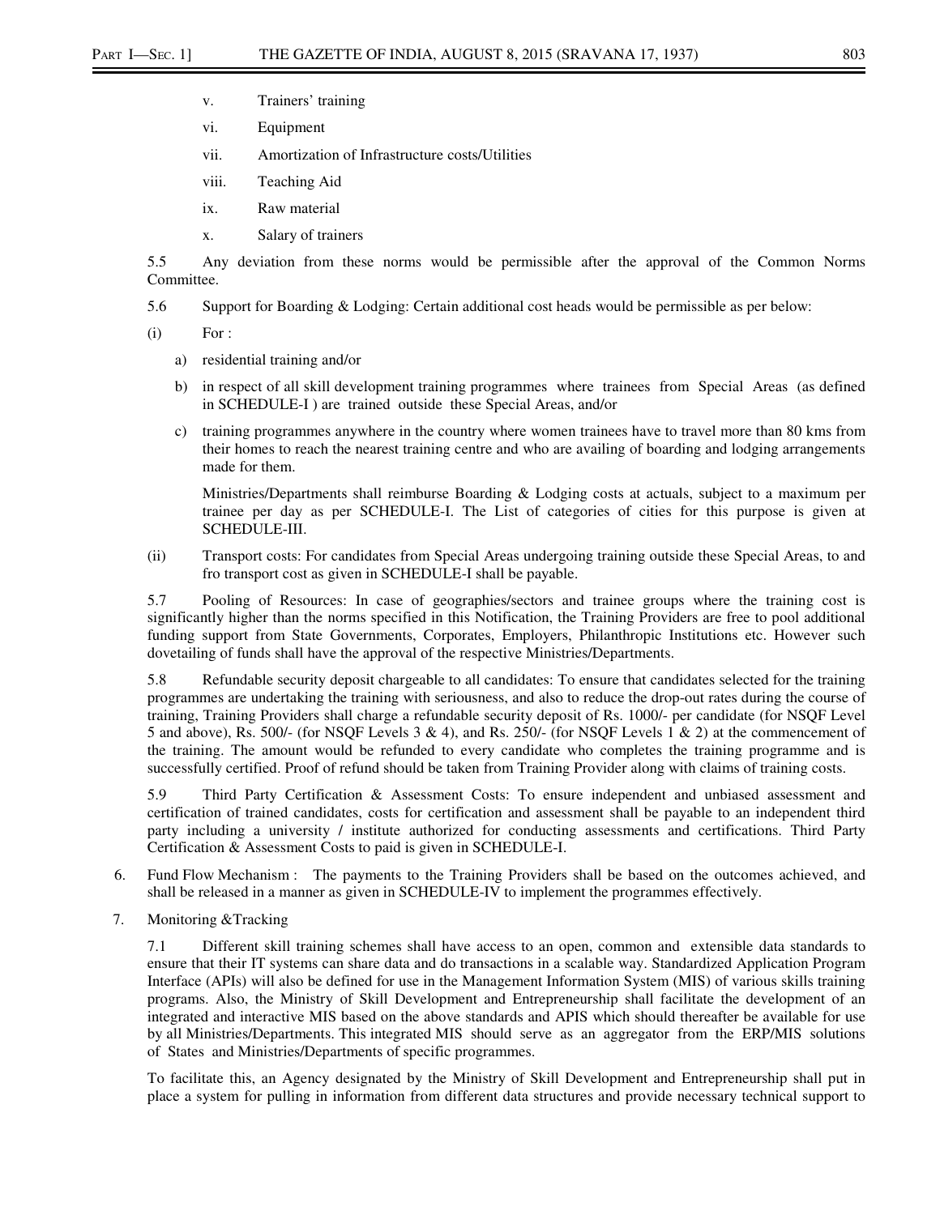v. Trainers' training

vi. Equipment

vii. Amortization of Infrastructure costs/Utilities

viii. Teaching Aid

ix. Raw material

x. Salary of trainers

5.5 Any deviation from these norms would be permissible after the approval of the Common Norms Committee.

5.6 Support for Boarding & Lodging: Certain additional cost heads would be permissible as per below:

(i) For :

a) residential training and/or

b) in respect of all skill development training programmes where trainees from Special Areas (as defined in SCHEDULE-I ) are trained outside these Special Areas, and/or

c) training programmes anywhere in the country where women trainees have to travel more than 80 kms from their homes to reach the nearest training centre and who are availing of boarding and lodging arrangements made for them.

Ministries/Departments shall reimburse Boarding & Lodging costs at actuals, subject to a maximum per trainee per day as per SCHEDULE-I. The List of categories of cities for this purpose is given at SCHEDULE-III.

(ii) Transport costs: For candidates from Special Areas undergoing training outside these Special Areas, to and fro transport cost as given in SCHEDULE-I shall be payable.

5.7 Pooling of Resources: In case of geographies/sectors and trainee groups where the training cost is significantly higher than the norms specified in this Notification, the Training Providers are free to pool additional funding support from State Governments, Corporates, Employers, Philanthropic Institutions etc. However such dovetailing of funds shall have the approval of the respective Ministries/Departments.

5.8 Refundable security deposit chargeable to all candidates: To ensure that candidates selected for the training programmes are undertaking the training with seriousness, and also to reduce the drop-out rates during the course of training, Training Providers shall charge a refundable security deposit of Rs. 1000/- per candidate (for NSQF Level 5 and above), Rs. 500/- (for NSQF Levels 3 & 4), and Rs. 250/- (for NSQF Levels 1 & 2) at the commencement of the training. The amount would be refunded to every candidate who completes the training programme and is successfully certified. Proof of refund should be taken from Training Provider along with claims of training costs.

5.9 Third Party Certification & Assessment Costs: To ensure independent and unbiased assessment and certification of trained candidates, costs for certification and assessment shall be payable to an independent third party including a university / institute authorized for conducting assessments and certifications. Third Party Certification & Assessment Costs to paid is given in SCHEDULE-I.

6. Fund Flow Mechanism : The payments to the Training Providers shall be based on the outcomes achieved, and shall be released in a manner as given in SCHEDULE-IV to implement the programmes effectively.

7. Monitoring &Tracking

7.1 Different skill training schemes shall have access to an open, common and extensible data standards to ensure that their IT systems can share data and do transactions in a scalable way. Standardized Application Program Interface (APIs) will also be defined for use in the Management Information System (MIS) of various skills training programs. Also, the Ministry of Skill Development and Entrepreneurship shall facilitate the development of an integrated and interactive MIS based on the above standards and APIS which should thereafter be available for use by all Ministries/Departments. This integrated MIS should serve as an aggregator from the ERP/MIS solutions of States and Ministries/Departments of specific programmes.

To facilitate this, an Agency designated by the Ministry of Skill Development and Entrepreneurship shall put in place a system for pulling in information from different data structures and provide necessary technical support to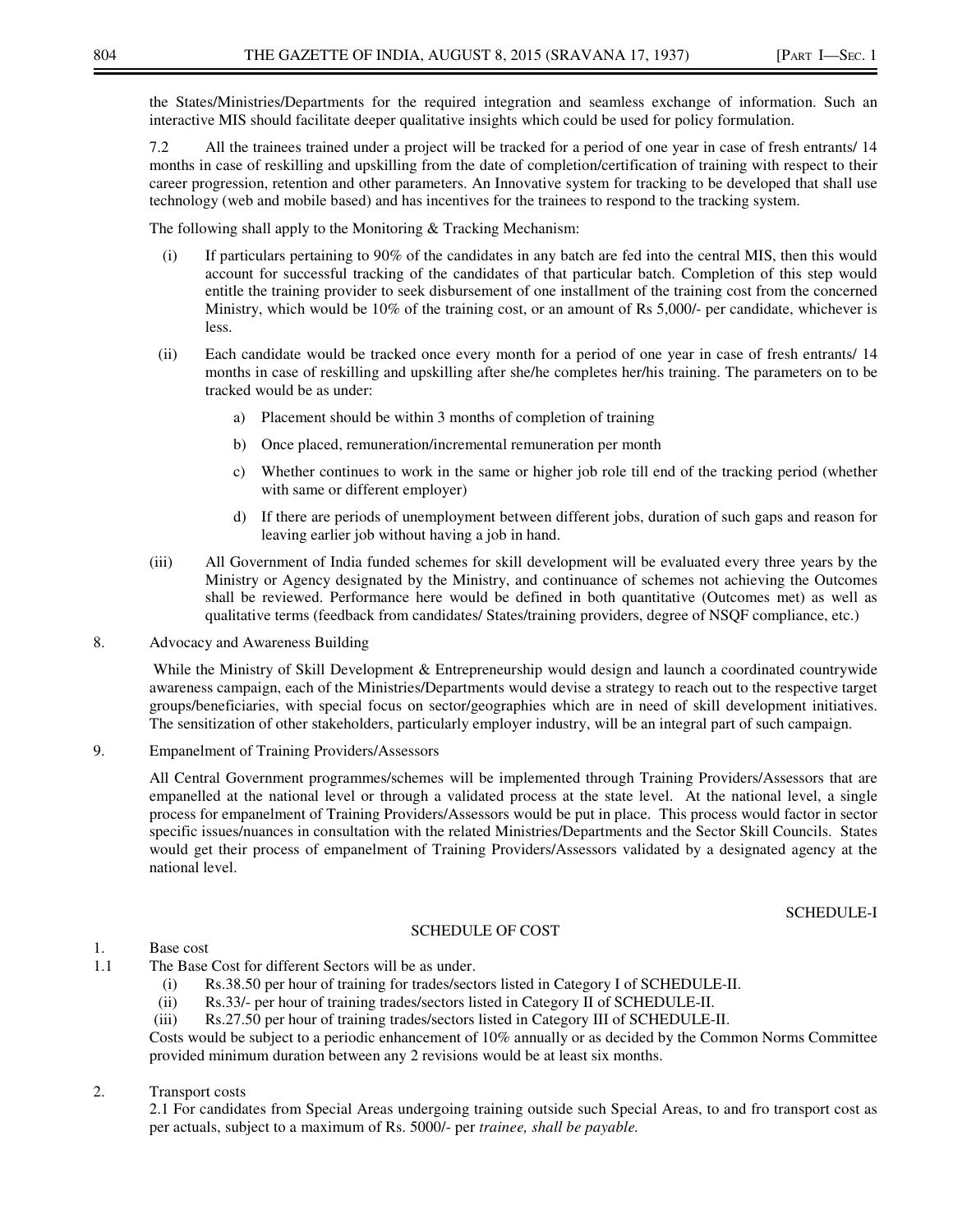the States/Ministries/Departments for the required integration and seamless exchange of information. Such an interactive MIS should facilitate deeper qualitative insights which could be used for policy formulation.

7.2 All the trainees trained under a project will be tracked for a period of one year in case of fresh entrants/ 14 months in case of reskilling and upskilling from the date of completion/certification of training with respect to their career progression, retention and other parameters. An Innovative system for tracking to be developed that shall use technology (web and mobile based) and has incentives for the trainees to respond to the tracking system.

The following shall apply to the Monitoring & Tracking Mechanism:

(i) If particulars pertaining to 90% of the candidates in any batch are fed into the central MIS, then this would account for successful tracking of the candidates of that particular batch. Completion of this step would entitle the training provider to seek disbursement of one installment of the training cost from the concerned Ministry, which would be 10% of the training cost, or an amount of Rs 5,000/- per candidate, whichever is less.

(ii) Each candidate would be tracked once every month for a period of one year in case of fresh entrants/ 14 months in case of reskilling and upskilling after she/he completes her/his training. The parameters on to be tracked would be as under:

   a) Placement should be within 3 months of completion of training

   b) Once placed, remuneration/incremental remuneration per month

   c) Whether continues to work in the same or higher job role till end of the tracking period (whether with same or different employer)

   d) If there are periods of unemployment between different jobs, duration of such gaps and reason for leaving earlier job without having a job in hand.

(iii) All Government of India funded schemes for skill development will be evaluated every three years by the Ministry or Agency designated by the Ministry, and continuance of schemes not achieving the Outcomes shall be reviewed. Performance here would be defined in both quantitative (Outcomes met) as well as qualitative terms (feedback from candidates/ States/training providers, degree of NSQF compliance, etc.)

8. Advocacy and Awareness Building

While the Ministry of Skill Development & Entrepreneurship would design and launch a coordinated countrywide awareness campaign, each of the Ministries/Departments would devise a strategy to reach out to the respective target groups/beneficiaries, with special focus on sector/geographies which are in need of skill development initiatives. The sensitization of other stakeholders, particularly employer industry, will be an integral part of such campaign.

9. Empanelment of Training Providers/Assessors

All Central Government programmes/schemes will be implemented through Training Providers/Assessors that are empanelled at the national level or through a validated process at the state level. At the national level, a single process for empanelment of Training Providers/Assessors would be put in place. This process would factor in sector specific issues/nuances in consultation with the related Ministries/Departments and the Sector Skill Councils. States would get their process of empanelment of Training Providers/Assessors validated by a designated agency at the national level.

SCHEDULE-I

## SCHEDULE OF COST

1. Base cost

1.1 The Base Cost for different Sectors will be as under.

   (i) Rs.38.50 per hour of training for trades/sectors listed in Category I of SCHEDULE-II.

   (ii) Rs.33/- per hour of training trades/sectors listed in Category II of SCHEDULE-II.

   (iii) Rs.27.50 per hour of training trades/sectors listed in Category III of SCHEDULE-II.

Costs would be subject to a periodic enhancement of 10% annually or as decided by the Common Norms Committee provided minimum duration between any 2 revisions would be at least six months.

2. Transport costs

2.1 For candidates from Special Areas undergoing training outside such Special Areas, to and fro transport cost as per actuals, subject to a maximum of Rs. 5000/- per *trainee, shall be payable.*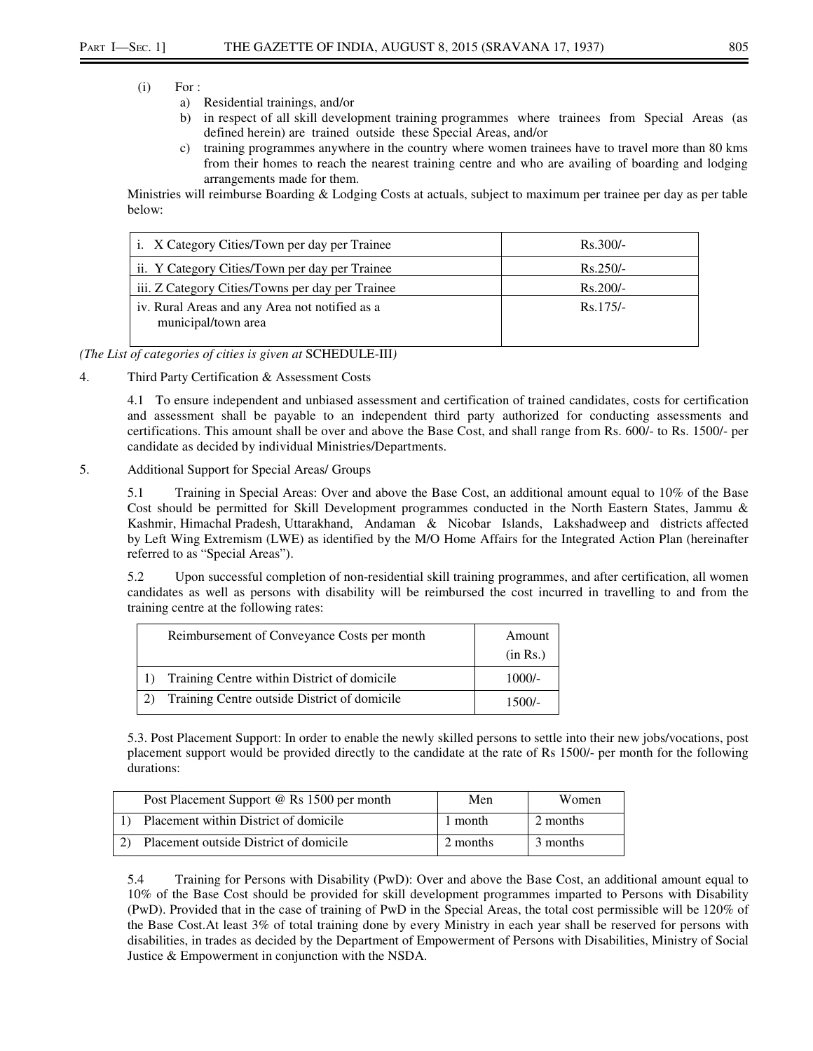(i) For :

a) Residential trainings, and/or
b) in respect of all skill development training programmes where trainees from Special Areas (as defined herein) are trained outside these Special Areas, and/or
c) training programmes anywhere in the country where women trainees have to travel more than 80 kms from their homes to reach the nearest training centre and who are availing of boarding and lodging arrangements made for them.

Ministries will reimburse Boarding & Lodging Costs at actuals, subject to maximum per trainee per day as per table below:

| | |
|---|---|
| i. X Category Cities/Town per day per Trainee | Rs.300/- |
| ii. Y Category Cities/Town per day per Trainee | Rs.250/- |
| iii. Z Category Cities/Towns per day per Trainee | Rs.200/- |
| iv. Rural Areas and any Area not notified as a municipal/town area | Rs.175/- |

*(The List of categories of cities is given at* SCHEDULE-III*)*

4. Third Party Certification & Assessment Costs

4.1 To ensure independent and unbiased assessment and certification of trained candidates, costs for certification and assessment shall be payable to an independent third party authorized for conducting assessments and certifications. This amount shall be over and above the Base Cost, and shall range from Rs. 600/- to Rs. 1500/- per candidate as decided by individual Ministries/Departments.

5. Additional Support for Special Areas/ Groups

5.1 Training in Special Areas: Over and above the Base Cost, an additional amount equal to 10% of the Base Cost should be permitted for Skill Development programmes conducted in the North Eastern States, Jammu & Kashmir, Himachal Pradesh, Uttarakhand, Andaman & Nicobar Islands, Lakshadweep and districts affected by Left Wing Extremism (LWE) as identified by the M/O Home Affairs for the Integrated Action Plan (hereinafter referred to as "Special Areas").

5.2 Upon successful completion of non-residential skill training programmes, and after certification, all women candidates as well as persons with disability will be reimbursed the cost incurred in travelling to and from the training centre at the following rates:

| Reimbursement of Conveyance Costs per month | Amount (in Rs.) |
|---|---|
| 1) Training Centre within District of domicile | 1000/- |
| 2) Training Centre outside District of domicile | 1500/- |

5.3. Post Placement Support: In order to enable the newly skilled persons to settle into their new jobs/vocations, post placement support would be provided directly to the candidate at the rate of Rs 1500/- per month for the following durations:

| Post Placement Support @ Rs 1500 per month | Men | Women |
|---|---|---|
| 1) Placement within District of domicile | 1 month | 2 months |
| 2) Placement outside District of domicile | 2 months | 3 months |

5.4 Training for Persons with Disability (PwD): Over and above the Base Cost, an additional amount equal to 10% of the Base Cost should be provided for skill development programmes imparted to Persons with Disability (PwD). Provided that in the case of training of PwD in the Special Areas, the total cost permissible will be 120% of the Base Cost.At least 3% of total training done by every Ministry in each year shall be reserved for persons with disabilities, in trades as decided by the Department of Empowerment of Persons with Disabilities, Ministry of Social Justice & Empowerment in conjunction with the NSDA.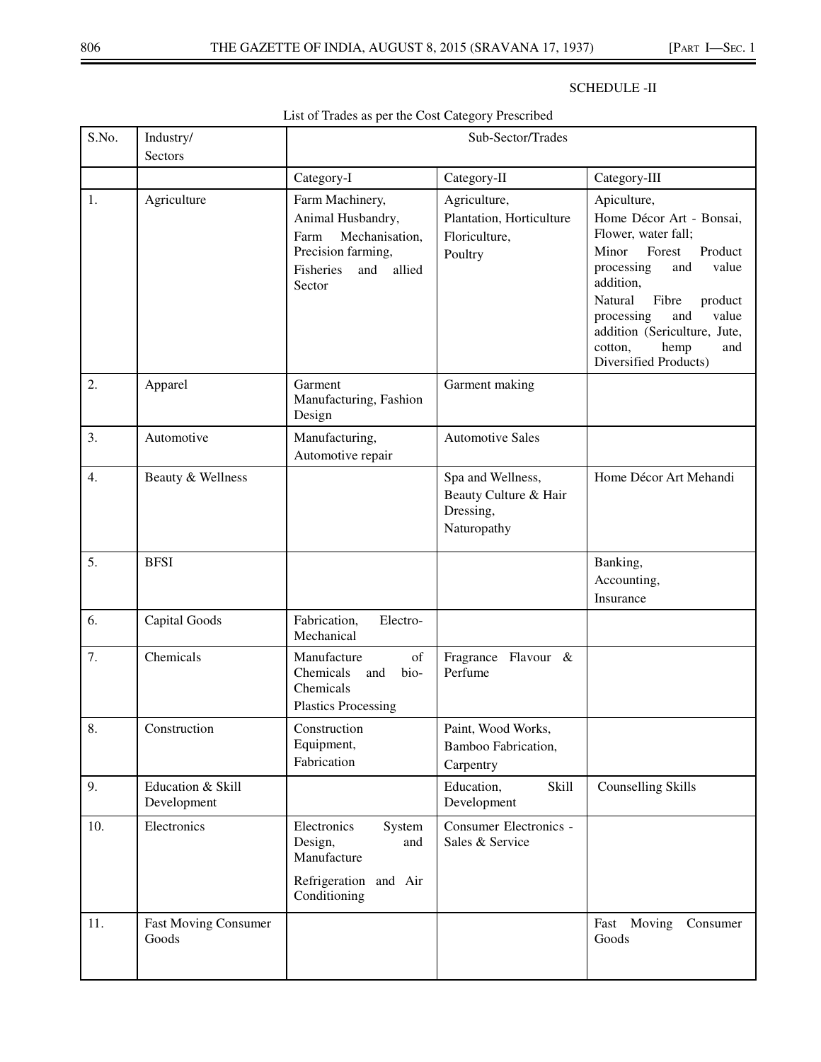SCHEDULE -II

List of Trades as per the Cost Category Prescribed

| S.No. | Industry/ Sectors | Sub-Sector/Trades | | |
|---|---|---|---|---|
| | | Category-I | Category-II | Category-III |
| 1. | Agriculture | Farm Machinery, Animal Husbandry, Farm Mechanisation, Precision farming, Fisheries and allied Sector | Agriculture, Plantation, Horticulture Floriculture, Poultry | Apiculture, Home Décor Art - Bonsai, Flower, water fall; Minor Forest Product processing and value addition, Natural Fibre product processing and value addition (Sericulture, Jute, cotton, hemp and Diversified Products) |
| 2. | Apparel | Garment Manufacturing, Fashion Design | Garment making | |
| 3. | Automotive | Manufacturing, Automotive repair | Automotive Sales | |
| 4. | Beauty & Wellness | | Spa and Wellness, Beauty Culture & Hair Dressing, Naturopathy | Home Décor Art Mehandi |
| 5. | BFSI | | | Banking, Accounting, Insurance |
| 6. | Capital Goods | Fabrication, Electro-Mechanical | | |
| 7. | Chemicals | Manufacture of Chemicals and bio-Chemicals Plastics Processing | Fragrance Flavour & Perfume | |
| 8. | Construction | Construction Equipment, Fabrication | Paint, Wood Works, Bamboo Fabrication, Carpentry | |
| 9. | Education & Skill Development | | Education, Skill Development | Counselling Skills |
| 10. | Electronics | Electronics System Design, and Manufacture Refrigeration and Air Conditioning | Consumer Electronics - Sales & Service | |
| 11. | Fast Moving Consumer Goods | | | Fast Moving Consumer Goods |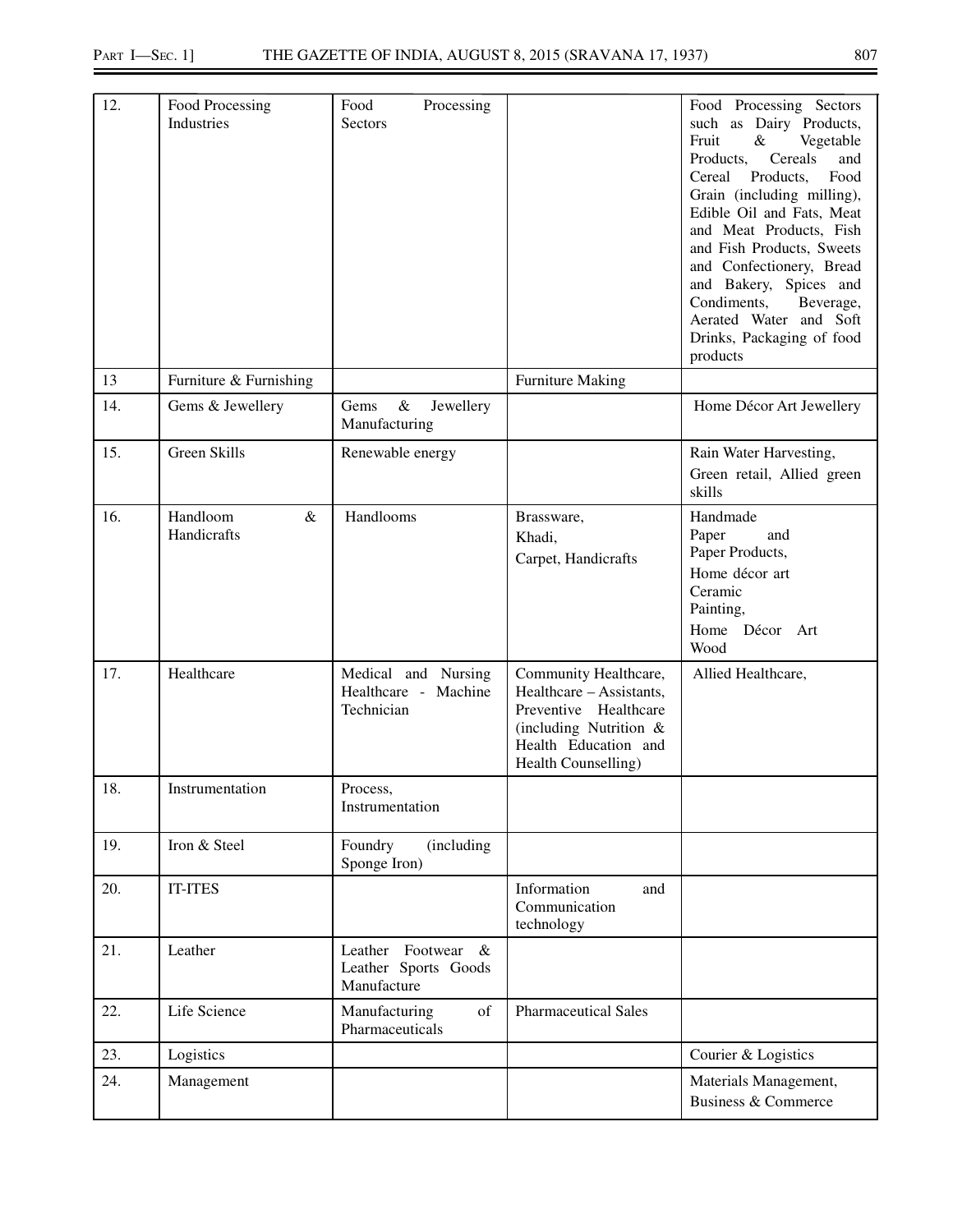| 12. | Food Processing Industries | Food Processing Sectors | | Food Processing Sectors such as Dairy Products, Fruit & Vegetable Products, Cereals and Cereal Products, Food Grain (including milling), Edible Oil and Fats, Meat and Meat Products, Fish and Fish Products, Sweets and Confectionery, Bread and Bakery, Spices and Condiments, Beverage, Aerated Water and Soft Drinks, Packaging of food products |
|---|---|---|---|---|
| 13 | Furniture & Furnishing | | Furniture Making | |
| 14. | Gems & Jewellery | Gems & Jewellery Manufacturing | | Home Décor Art Jewellery |
| 15. | Green Skills | Renewable energy | | Rain Water Harvesting, Green retail, Allied green skills |
| 16. | Handloom & Handicrafts | Handlooms | Brassware, Khadi, Carpet, Handicrafts | Handmade Paper and Paper Products, Home décor art Ceramic Painting, Home Décor Art Wood |
| 17. | Healthcare | Medical and Nursing Healthcare - Machine Technician | Community Healthcare, Healthcare – Assistants, Preventive Healthcare (including Nutrition & Health Education and Health Counselling) | Allied Healthcare, |
| 18. | Instrumentation | Process, Instrumentation | | |
| 19. | Iron & Steel | Foundry (including Sponge Iron) | | |
| 20. | IT-ITES | | Information and Communication technology | |
| 21. | Leather | Leather Footwear & Leather Sports Goods Manufacture | | |
| 22. | Life Science | Manufacturing of Pharmaceuticals | Pharmaceutical Sales | |
| 23. | Logistics | | | Courier & Logistics |
| 24. | Management | | | Materials Management, Business & Commerce |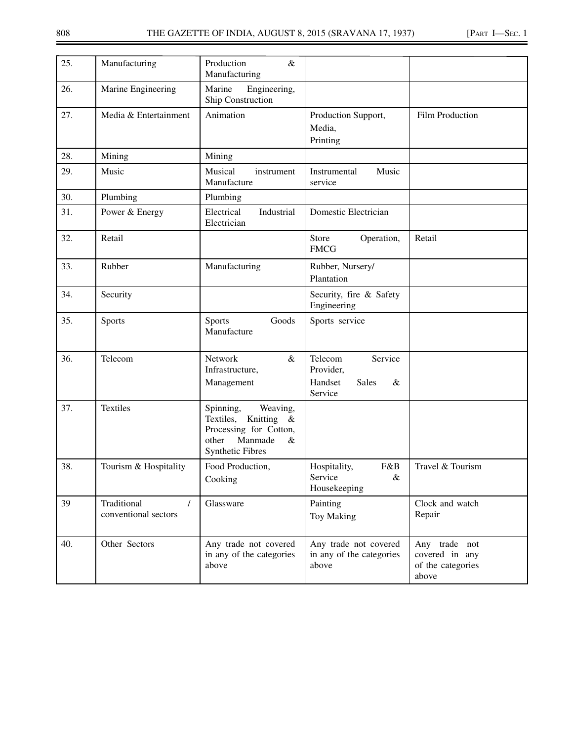| 25. | Manufacturing | Production & Manufacturing | | |
|---|---|---|---|---|
| 26. | Marine Engineering | Marine Engineering, Ship Construction | | |
| 27. | Media & Entertainment | Animation | Production Support, Media, Printing | Film Production |
| 28. | Mining | Mining | | |
| 29. | Music | Musical instrument Manufacture | Instrumental Music service | |
| 30. | Plumbing | Plumbing | | |
| 31. | Power & Energy | Electrical Industrial Electrician | Domestic Electrician | |
| 32. | Retail | | Store Operation, FMCG | Retail |
| 33. | Rubber | Manufacturing | Rubber, Nursery/ Plantation | |
| 34. | Security | | Security, fire & Safety Engineering | |
| 35. | Sports | Sports Goods Manufacture | Sports service | |
| 36. | Telecom | Network & Infrastructure, Management | Telecom Service Provider, Handset Sales & Service | |
| 37. | Textiles | Spinning, Weaving, Textiles, Knitting & Processing for Cotton, other Manmade & Synthetic Fibres | | |
| 38. | Tourism & Hospitality | Food Production, Cooking | Hospitality, F&B Service & Housekeeping | Travel & Tourism |
| 39 | Traditional / conventional sectors | Glassware | Painting Toy Making | Clock and watch Repair |
| 40. | Other Sectors | Any trade not covered in any of the categories above | Any trade not covered in any of the categories above | Any trade not covered in any of the categories above |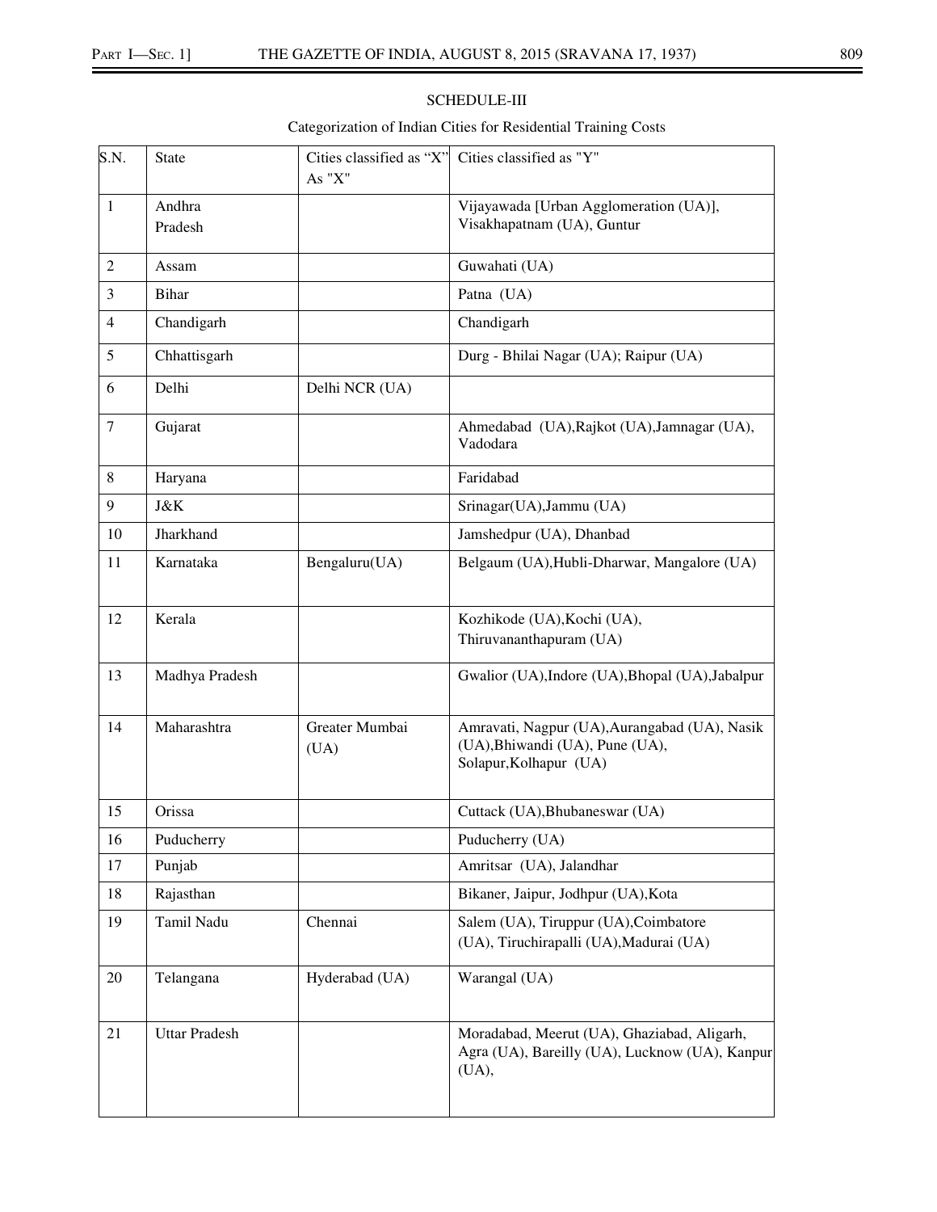SCHEDULE-III

Categorization of Indian Cities for Residential Training Costs

| S.N. | State | Cities classified as "X" As "X" | Cities classified as "Y" |
|---|---|---|---|
| 1 | Andhra Pradesh | | Vijayawada [Urban Agglomeration (UA)], Visakhapatnam (UA), Guntur |
| 2 | Assam | | Guwahati (UA) |
| 3 | Bihar | | Patna (UA) |
| 4 | Chandigarh | | Chandigarh |
| 5 | Chhattisgarh | | Durg - Bhilai Nagar (UA); Raipur (UA) |
| 6 | Delhi | Delhi NCR (UA) | |
| 7 | Gujarat | | Ahmedabad (UA),Rajkot (UA),Jamnagar (UA), Vadodara |
| 8 | Haryana | | Faridabad |
| 9 | J&K | | Srinagar(UA),Jammu (UA) |
| 10 | Jharkhand | | Jamshedpur (UA), Dhanbad |
| 11 | Karnataka | Bengaluru(UA) | Belgaum (UA),Hubli-Dharwar, Mangalore (UA) |
| 12 | Kerala | | Kozhikode (UA),Kochi (UA), Thiruvananthapuram (UA) |
| 13 | Madhya Pradesh | | Gwalior (UA),Indore (UA),Bhopal (UA),Jabalpur |
| 14 | Maharashtra | Greater Mumbai (UA) | Amravati, Nagpur (UA),Aurangabad (UA), Nasik (UA),Bhiwandi (UA), Pune (UA), Solapur,Kolhapur (UA) |
| 15 | Orissa | | Cuttack (UA),Bhubaneswar (UA) |
| 16 | Puducherry | | Puducherry (UA) |
| 17 | Punjab | | Amritsar (UA), Jalandhar |
| 18 | Rajasthan | | Bikaner, Jaipur, Jodhpur (UA),Kota |
| 19 | Tamil Nadu | Chennai | Salem (UA), Tiruppur (UA),Coimbatore (UA), Tiruchirapalli (UA),Madurai (UA) |
| 20 | Telangana | Hyderabad (UA) | Warangal (UA) |
| 21 | Uttar Pradesh | | Moradabad, Meerut (UA), Ghaziabad, Aligarh, Agra (UA), Bareilly (UA), Lucknow (UA), Kanpur (UA), |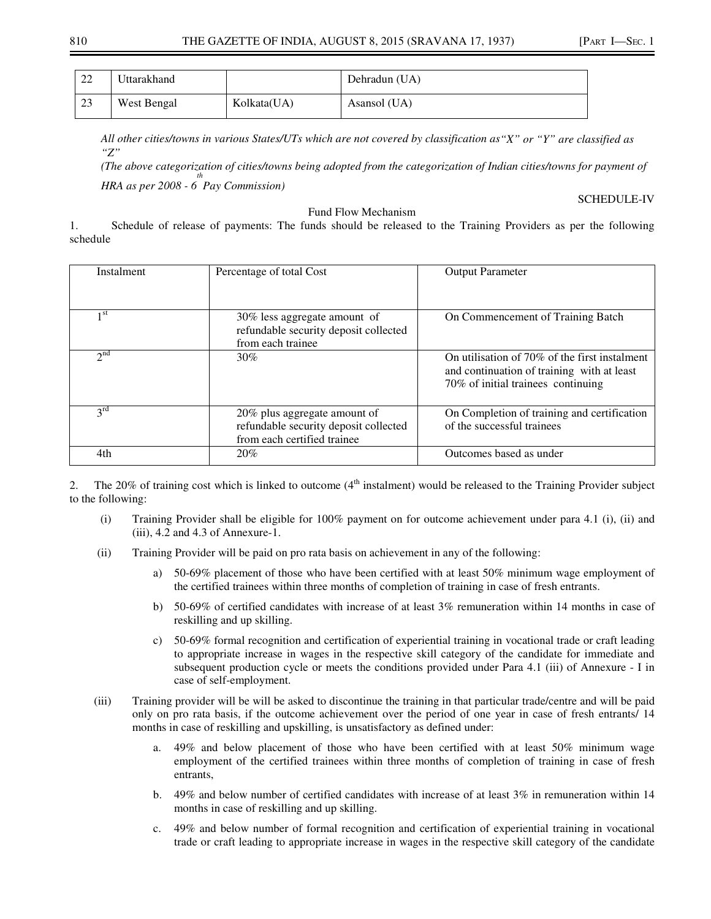| 22 | Uttarakhand | | Dehradun (UA) |
|---|---|---|---|
| 23 | West Bengal | Kolkata(UA) | Asansol (UA) |

*All other cities/towns in various States/UTs which are not covered by classification as"X" or "Y" are classified as "Z"*

*(The above categorization of cities/towns being adopted from the categorization of Indian cities/towns for payment of HRA as per 2008 - 6th Pay Commission)*

SCHEDULE-IV

Fund Flow Mechanism

1. Schedule of release of payments: The funds should be released to the Training Providers as per the following schedule

| Instalment | Percentage of total Cost | Output Parameter |
|---|---|---|
| 1st | 30% less aggregate amount of refundable security deposit collected from each trainee | On Commencement of Training Batch |
| 2nd | 30% | On utilisation of 70% of the first instalment and continuation of training with at least 70% of initial trainees continuing |
| 3rd | 20% plus aggregate amount of refundable security deposit collected from each certified trainee | On Completion of training and certification of the successful trainees |
| 4th | 20% | Outcomes based as under |

2. The 20% of training cost which is linked to outcome (4th instalment) would be released to the Training Provider subject to the following:

(i) Training Provider shall be eligible for 100% payment on for outcome achievement under para 4.1 (i), (ii) and (iii), 4.2 and 4.3 of Annexure-1.

(ii) Training Provider will be paid on pro rata basis on achievement in any of the following:

a) 50-69% placement of those who have been certified with at least 50% minimum wage employment of the certified trainees within three months of completion of training in case of fresh entrants.

b) 50-69% of certified candidates with increase of at least 3% remuneration within 14 months in case of reskilling and up skilling.

c) 50-69% formal recognition and certification of experiential training in vocational trade or craft leading to appropriate increase in wages in the respective skill category of the candidate for immediate and subsequent production cycle or meets the conditions provided under Para 4.1 (iii) of Annexure - I in case of self-employment.

(iii) Training provider will be will be asked to discontinue the training in that particular trade/centre and will be paid only on pro rata basis, if the outcome achievement over the period of one year in case of fresh entrants/ 14 months in case of reskilling and upskilling, is unsatisfactory as defined under:

a. 49% and below placement of those who have been certified with at least 50% minimum wage employment of the certified trainees within three months of completion of training in case of fresh entrants,

b. 49% and below number of certified candidates with increase of at least 3% in remuneration within 14 months in case of reskilling and up skilling.

c. 49% and below number of formal recognition and certification of experiential training in vocational trade or craft leading to appropriate increase in wages in the respective skill category of the candidate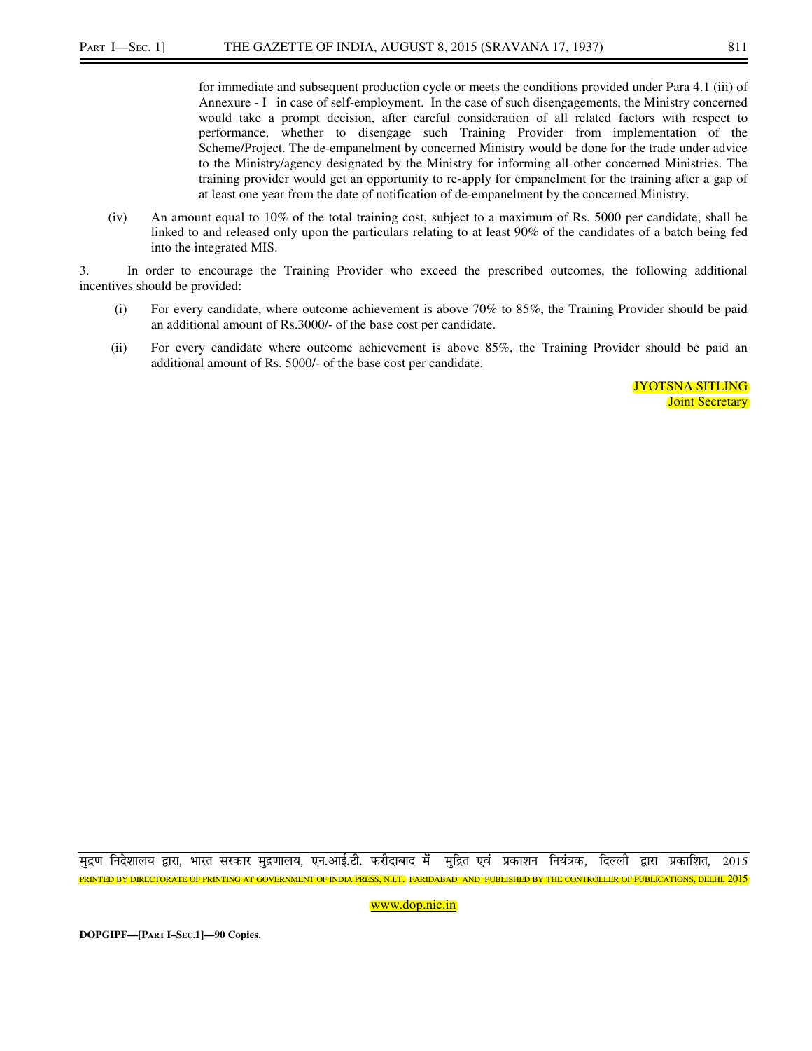for immediate and subsequent production cycle or meets the conditions provided under Para 4.1 (iii) of Annexure - I in case of self-employment. In the case of such disengagements, the Ministry concerned would take a prompt decision, after careful consideration of all related factors with respect to performance, whether to disengage such Training Provider from implementation of the Scheme/Project. The de-empanelment by concerned Ministry would be done for the trade under advice to the Ministry/agency designated by the Ministry for informing all other concerned Ministries. The training provider would get an opportunity to re-apply for empanelment for the training after a gap of at least one year from the date of notification of de-empanelment by the concerned Ministry.

(iv) An amount equal to 10% of the total training cost, subject to a maximum of Rs. 5000 per candidate, shall be linked to and released only upon the particulars relating to at least 90% of the candidates of a batch being fed into the integrated MIS.

3. In order to encourage the Training Provider who exceed the prescribed outcomes, the following additional incentives should be provided:

(i) For every candidate, where outcome achievement is above 70% to 85%, the Training Provider should be paid an additional amount of Rs.3000/- of the base cost per candidate.

(ii) For every candidate where outcome achievement is above 85%, the Training Provider should be paid an additional amount of Rs. 5000/- of the base cost per candidate.

JYOTSNA SITLING
Joint Secretary

मुद्रण निदेशालय द्वारा, भारत सरकार मुद्रणालय, एन.आई.टी. फरीदाबाद में मुद्रित एवं प्रकाशन नियंत्रक, दिल्ली द्वारा प्रकाशित, 2015

PRINTED BY DIRECTORATE OF PRINTING AT GOVERNMENT OF INDIA PRESS, N.I.T. FARIDABAD AND PUBLISHED BY THE CONTROLLER OF PUBLICATIONS, DELHI, 2015

www.dop.nic.in

DOPGIPF—[PART I–SEC.1]—90 Copies.